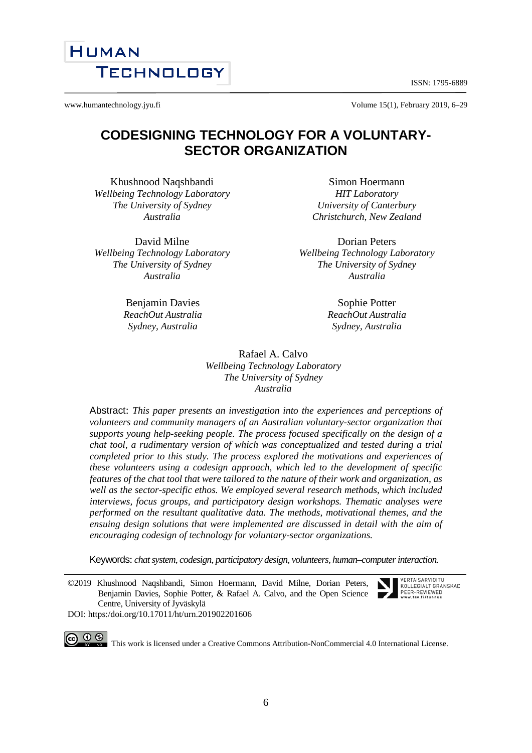# CODESIGNING TECHNOLOGY FOR A VOLUNTARY-SECTOR ORGANIZATION

Khushnood Naqshbandi
*Wellbeing Technology Laboratory*
*The University of Sydney*
*Australia*

Simon Hoermann
*HIT Laboratory*
*University of Canterbury*
*Christchurch, New Zealand*

David Milne
*Wellbeing Technology Laboratory*
*The University of Sydney*
*Australia*

Dorian Peters
*Wellbeing Technology Laboratory*
*The University of Sydney*
*Australia*

Benjamin Davies
*ReachOut Australia*
*Sydney, Australia*

Sophie Potter
*ReachOut Australia*
*Sydney, Australia*

Rafael A. Calvo
*Wellbeing Technology Laboratory*
*The University of Sydney*
*Australia*

Abstract: *This paper presents an investigation into the experiences and perceptions of volunteers and community managers of an Australian voluntary-sector organization that supports young help-seeking people. The process focused specifically on the design of a chat tool, a rudimentary version of which was conceptualized and tested during a trial completed prior to this study. The process explored the motivations and experiences of these volunteers using a codesign approach, which led to the development of specific features of the chat tool that were tailored to the nature of their work and organization, as well as the sector-specific ethos. We employed several research methods, which included interviews, focus groups, and participatory design workshops. Thematic analyses were performed on the resultant qualitative data. The methods, motivational themes, and the ensuing design solutions that were implemented are discussed in detail with the aim of encouraging codesign of technology for voluntary-sector organizations.*

Keywords: *chat system, codesign, participatory design, volunteers, human–computer interaction.*

©2019 Khushnood Naqshbandi, Simon Hoermann, David Milne, Dorian Peters, Benjamin Davies, Sophie Potter, & Rafael A. Calvo, and the Open Science Centre, University of Jyväskylä

DOI: https:/doi.org/10.17011/ht/urn.201902201606

This work is licensed under a Creative Commons Attribution-NonCommercial 4.0 International License.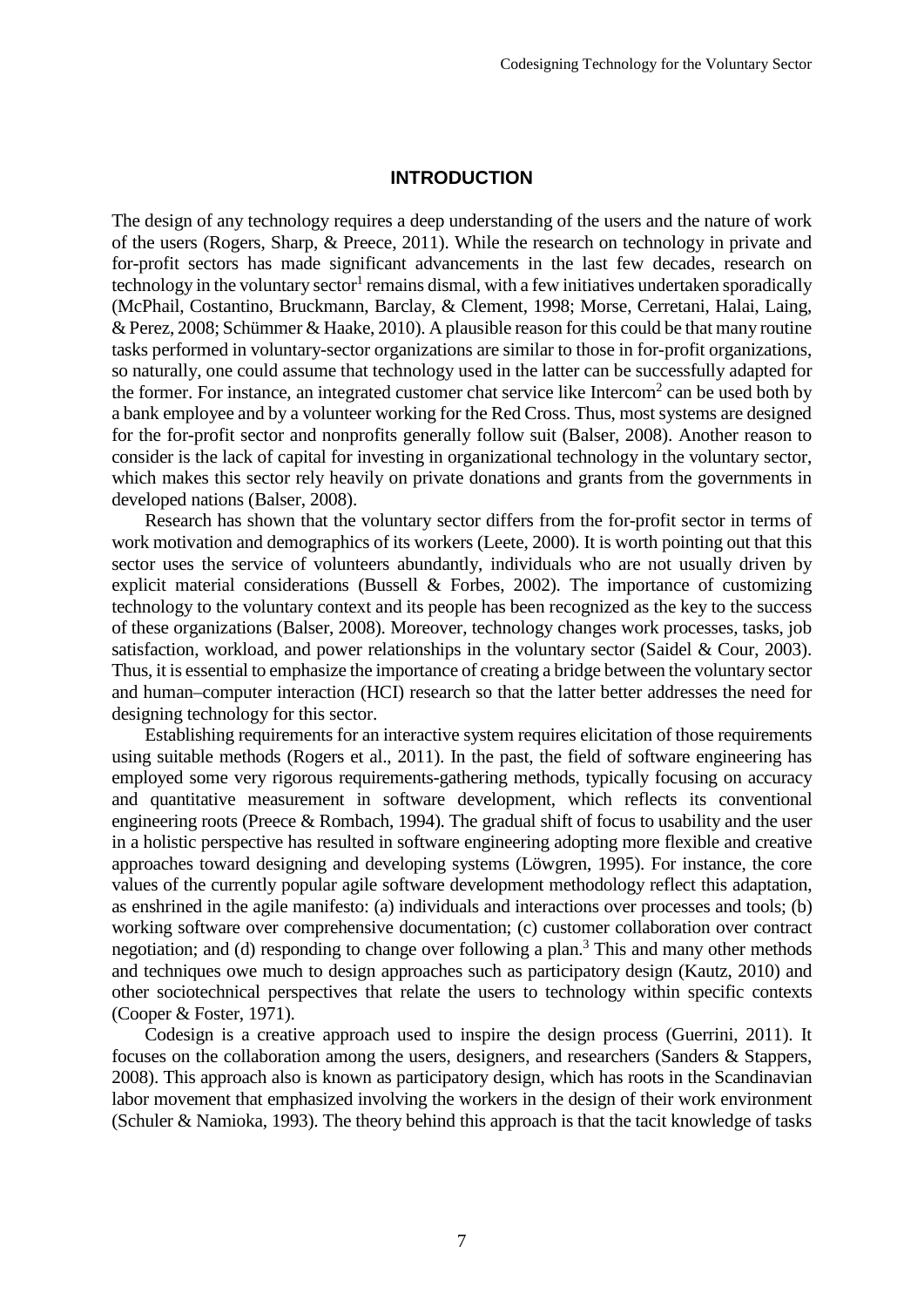## INTRODUCTION

The design of any technology requires a deep understanding of the users and the nature of work of the users (Rogers, Sharp, & Preece, 2011). While the research on technology in private and for-profit sectors has made significant advancements in the last few decades, research on technology in the voluntary sector[1] remains dismal, with a few initiatives undertaken sporadically (McPhail, Costantino, Bruckmann, Barclay, & Clement, 1998; Morse, Cerretani, Halai, Laing, & Perez, 2008; Schümmer & Haake, 2010). A plausible reason for this could be that many routine tasks performed in voluntary-sector organizations are similar to those in for-profit organizations, so naturally, one could assume that technology used in the latter can be successfully adapted for the former. For instance, an integrated customer chat service like Intercom[2] can be used both by a bank employee and by a volunteer working for the Red Cross. Thus, most systems are designed for the for-profit sector and nonprofits generally follow suit (Balser, 2008). Another reason to consider is the lack of capital for investing in organizational technology in the voluntary sector, which makes this sector rely heavily on private donations and grants from the governments in developed nations (Balser, 2008).

Research has shown that the voluntary sector differs from the for-profit sector in terms of work motivation and demographics of its workers (Leete, 2000). It is worth pointing out that this sector uses the service of volunteers abundantly, individuals who are not usually driven by explicit material considerations (Bussell & Forbes, 2002). The importance of customizing technology to the voluntary context and its people has been recognized as the key to the success of these organizations (Balser, 2008). Moreover, technology changes work processes, tasks, job satisfaction, workload, and power relationships in the voluntary sector (Saidel & Cour, 2003). Thus, it is essential to emphasize the importance of creating a bridge between the voluntary sector and human–computer interaction (HCI) research so that the latter better addresses the need for designing technology for this sector.

Establishing requirements for an interactive system requires elicitation of those requirements using suitable methods (Rogers et al., 2011). In the past, the field of software engineering has employed some very rigorous requirements-gathering methods, typically focusing on accuracy and quantitative measurement in software development, which reflects its conventional engineering roots (Preece & Rombach, 1994). The gradual shift of focus to usability and the user in a holistic perspective has resulted in software engineering adopting more flexible and creative approaches toward designing and developing systems (Löwgren, 1995). For instance, the core values of the currently popular agile software development methodology reflect this adaptation, as enshrined in the agile manifesto: (a) individuals and interactions over processes and tools; (b) working software over comprehensive documentation; (c) customer collaboration over contract negotiation; and (d) responding to change over following a plan.[3] This and many other methods and techniques owe much to design approaches such as participatory design (Kautz, 2010) and other sociotechnical perspectives that relate the users to technology within specific contexts (Cooper & Foster, 1971).

Codesign is a creative approach used to inspire the design process (Guerrini, 2011). It focuses on the collaboration among the users, designers, and researchers (Sanders & Stappers, 2008). This approach also is known as participatory design, which has roots in the Scandinavian labor movement that emphasized involving the workers in the design of their work environment (Schuler & Namioka, 1993). The theory behind this approach is that the tacit knowledge of tasks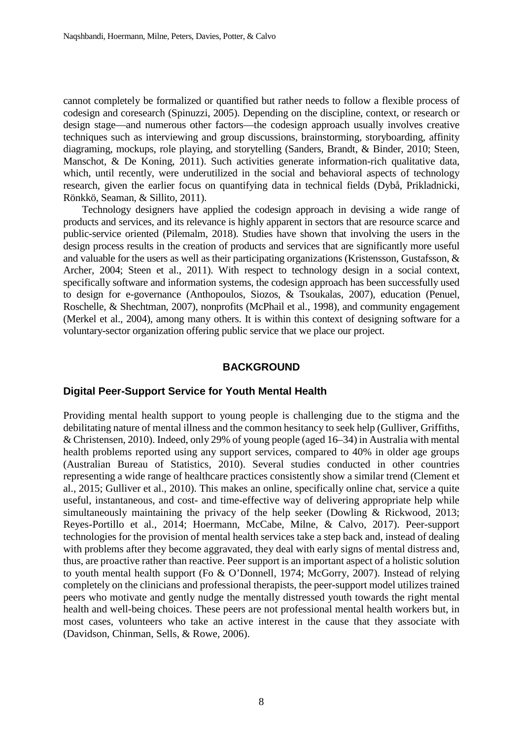cannot completely be formalized or quantified but rather needs to follow a flexible process of codesign and coresearch (Spinuzzi, 2005). Depending on the discipline, context, or research or design stage—and numerous other factors—the codesign approach usually involves creative techniques such as interviewing and group discussions, brainstorming, storyboarding, affinity diagraming, mockups, role playing, and storytelling (Sanders, Brandt, & Binder, 2010; Steen, Manschot, & De Koning, 2011). Such activities generate information-rich qualitative data, which, until recently, were underutilized in the social and behavioral aspects of technology research, given the earlier focus on quantifying data in technical fields (Dybå, Prikladnicki, Rönkkö, Seaman, & Sillito, 2011).

Technology designers have applied the codesign approach in devising a wide range of products and services, and its relevance is highly apparent in sectors that are resource scarce and public-service oriented (Pilemalm, 2018). Studies have shown that involving the users in the design process results in the creation of products and services that are significantly more useful and valuable for the users as well as their participating organizations (Kristensson, Gustafsson, & Archer, 2004; Steen et al., 2011). With respect to technology design in a social context, specifically software and information systems, the codesign approach has been successfully used to design for e-governance (Anthopoulos, Siozos, & Tsoukalas, 2007), education (Penuel, Roschelle, & Shechtman, 2007), nonprofits (McPhail et al., 1998), and community engagement (Merkel et al., 2004), among many others. It is within this context of designing software for a voluntary-sector organization offering public service that we place our project.

## BACKGROUND

### Digital Peer-Support Service for Youth Mental Health

Providing mental health support to young people is challenging due to the stigma and the debilitating nature of mental illness and the common hesitancy to seek help (Gulliver, Griffiths, & Christensen, 2010). Indeed, only 29% of young people (aged 16–34) in Australia with mental health problems reported using any support services, compared to 40% in older age groups (Australian Bureau of Statistics, 2010). Several studies conducted in other countries representing a wide range of healthcare practices consistently show a similar trend (Clement et al., 2015; Gulliver et al., 2010). This makes an online, specifically online chat, service a quite useful, instantaneous, and cost- and time-effective way of delivering appropriate help while simultaneously maintaining the privacy of the help seeker (Dowling & Rickwood, 2013; Reyes-Portillo et al., 2014; Hoermann, McCabe, Milne, & Calvo, 2017). Peer-support technologies for the provision of mental health services take a step back and, instead of dealing with problems after they become aggravated, they deal with early signs of mental distress and, thus, are proactive rather than reactive. Peer support is an important aspect of a holistic solution to youth mental health support (Fo & O'Donnell, 1974; McGorry, 2007). Instead of relying completely on the clinicians and professional therapists, the peer-support model utilizes trained peers who motivate and gently nudge the mentally distressed youth towards the right mental health and well-being choices. These peers are not professional mental health workers but, in most cases, volunteers who take an active interest in the cause that they associate with (Davidson, Chinman, Sells, & Rowe, 2006).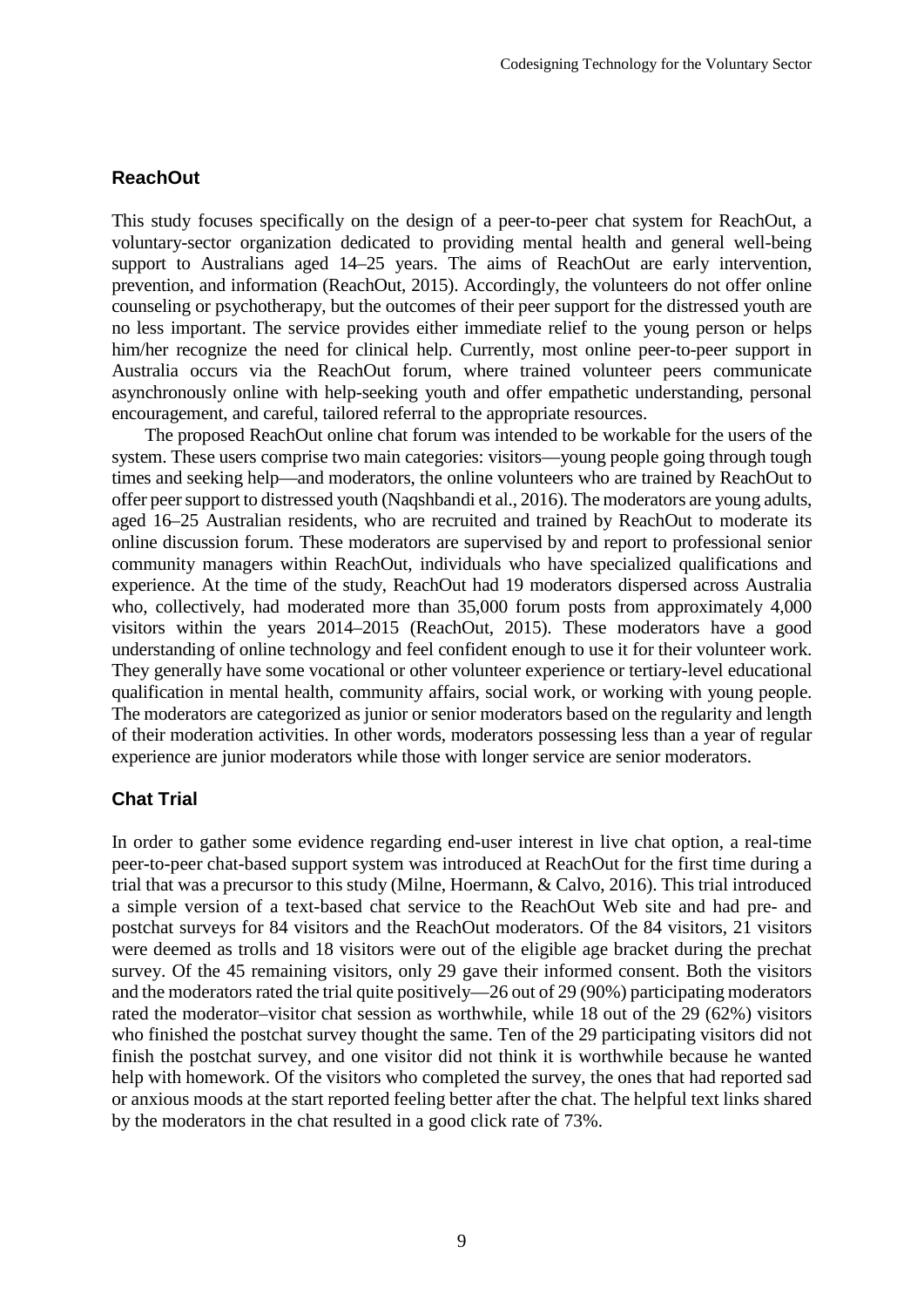## ReachOut

This study focuses specifically on the design of a peer-to-peer chat system for ReachOut, a voluntary-sector organization dedicated to providing mental health and general well-being support to Australians aged 14–25 years. The aims of ReachOut are early intervention, prevention, and information (ReachOut, 2015). Accordingly, the volunteers do not offer online counseling or psychotherapy, but the outcomes of their peer support for the distressed youth are no less important. The service provides either immediate relief to the young person or helps him/her recognize the need for clinical help. Currently, most online peer-to-peer support in Australia occurs via the ReachOut forum, where trained volunteer peers communicate asynchronously online with help-seeking youth and offer empathetic understanding, personal encouragement, and careful, tailored referral to the appropriate resources.

The proposed ReachOut online chat forum was intended to be workable for the users of the system. These users comprise two main categories: visitors—young people going through tough times and seeking help—and moderators, the online volunteers who are trained by ReachOut to offer peer support to distressed youth (Naqshbandi et al., 2016). The moderators are young adults, aged 16–25 Australian residents, who are recruited and trained by ReachOut to moderate its online discussion forum. These moderators are supervised by and report to professional senior community managers within ReachOut, individuals who have specialized qualifications and experience. At the time of the study, ReachOut had 19 moderators dispersed across Australia who, collectively, had moderated more than 35,000 forum posts from approximately 4,000 visitors within the years 2014–2015 (ReachOut, 2015). These moderators have a good understanding of online technology and feel confident enough to use it for their volunteer work. They generally have some vocational or other volunteer experience or tertiary-level educational qualification in mental health, community affairs, social work, or working with young people. The moderators are categorized as junior or senior moderators based on the regularity and length of their moderation activities. In other words, moderators possessing less than a year of regular experience are junior moderators while those with longer service are senior moderators.

## Chat Trial

In order to gather some evidence regarding end-user interest in live chat option, a real-time peer-to-peer chat-based support system was introduced at ReachOut for the first time during a trial that was a precursor to this study (Milne, Hoermann, & Calvo, 2016). This trial introduced a simple version of a text-based chat service to the ReachOut Web site and had pre- and postchat surveys for 84 visitors and the ReachOut moderators. Of the 84 visitors, 21 visitors were deemed as trolls and 18 visitors were out of the eligible age bracket during the prechat survey. Of the 45 remaining visitors, only 29 gave their informed consent. Both the visitors and the moderators rated the trial quite positively—26 out of 29 (90%) participating moderators rated the moderator–visitor chat session as worthwhile, while 18 out of the 29 (62%) visitors who finished the postchat survey thought the same. Ten of the 29 participating visitors did not finish the postchat survey, and one visitor did not think it is worthwhile because he wanted help with homework. Of the visitors who completed the survey, the ones that had reported sad or anxious moods at the start reported feeling better after the chat. The helpful text links shared by the moderators in the chat resulted in a good click rate of 73%.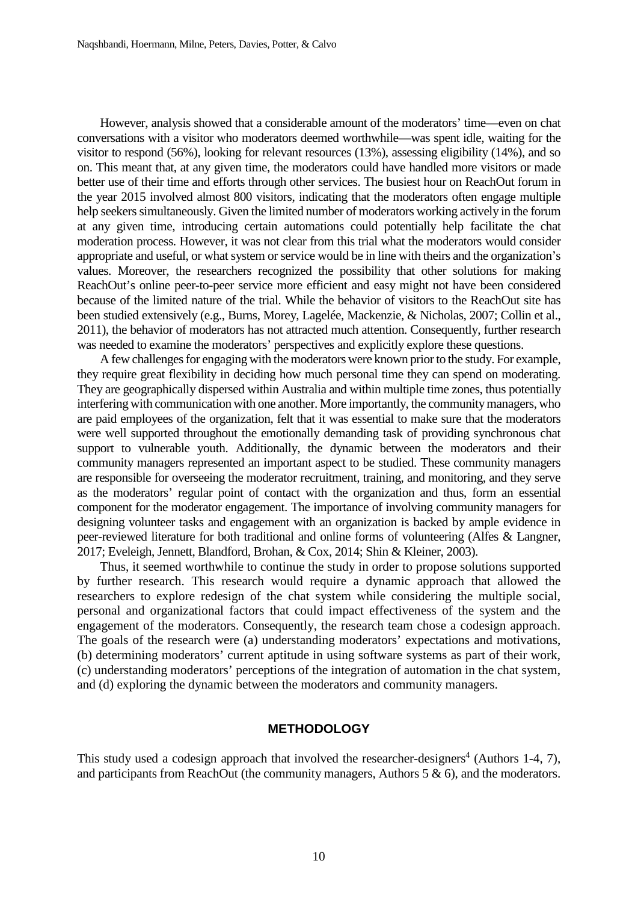However, analysis showed that a considerable amount of the moderators' time—even on chat conversations with a visitor who moderators deemed worthwhile—was spent idle, waiting for the visitor to respond (56%), looking for relevant resources (13%), assessing eligibility (14%), and so on. This meant that, at any given time, the moderators could have handled more visitors or made better use of their time and efforts through other services. The busiest hour on ReachOut forum in the year 2015 involved almost 800 visitors, indicating that the moderators often engage multiple help seekers simultaneously. Given the limited number of moderators working actively in the forum at any given time, introducing certain automations could potentially help facilitate the chat moderation process. However, it was not clear from this trial what the moderators would consider appropriate and useful, or what system or service would be in line with theirs and the organization's values. Moreover, the researchers recognized the possibility that other solutions for making ReachOut's online peer-to-peer service more efficient and easy might not have been considered because of the limited nature of the trial. While the behavior of visitors to the ReachOut site has been studied extensively (e.g., Burns, Morey, Lagelée, Mackenzie, & Nicholas, 2007; Collin et al., 2011), the behavior of moderators has not attracted much attention. Consequently, further research was needed to examine the moderators' perspectives and explicitly explore these questions.

A few challenges for engaging with the moderators were known prior to the study. For example, they require great flexibility in deciding how much personal time they can spend on moderating. They are geographically dispersed within Australia and within multiple time zones, thus potentially interfering with communication with one another. More importantly, the community managers, who are paid employees of the organization, felt that it was essential to make sure that the moderators were well supported throughout the emotionally demanding task of providing synchronous chat support to vulnerable youth. Additionally, the dynamic between the moderators and their community managers represented an important aspect to be studied. These community managers are responsible for overseeing the moderator recruitment, training, and monitoring, and they serve as the moderators' regular point of contact with the organization and thus, form an essential component for the moderator engagement. The importance of involving community managers for designing volunteer tasks and engagement with an organization is backed by ample evidence in peer-reviewed literature for both traditional and online forms of volunteering (Alfes & Langner, 2017; Eveleigh, Jennett, Blandford, Brohan, & Cox, 2014; Shin & Kleiner, 2003).

Thus, it seemed worthwhile to continue the study in order to propose solutions supported by further research. This research would require a dynamic approach that allowed the researchers to explore redesign of the chat system while considering the multiple social, personal and organizational factors that could impact effectiveness of the system and the engagement of the moderators. Consequently, the research team chose a codesign approach. The goals of the research were (a) understanding moderators' expectations and motivations, (b) determining moderators' current aptitude in using software systems as part of their work, (c) understanding moderators' perceptions of the integration of automation in the chat system, and (d) exploring the dynamic between the moderators and community managers.

## METHODOLOGY

This study used a codesign approach that involved the researcher-designers[4] (Authors 1-4, 7), and participants from ReachOut (the community managers, Authors 5 & 6), and the moderators.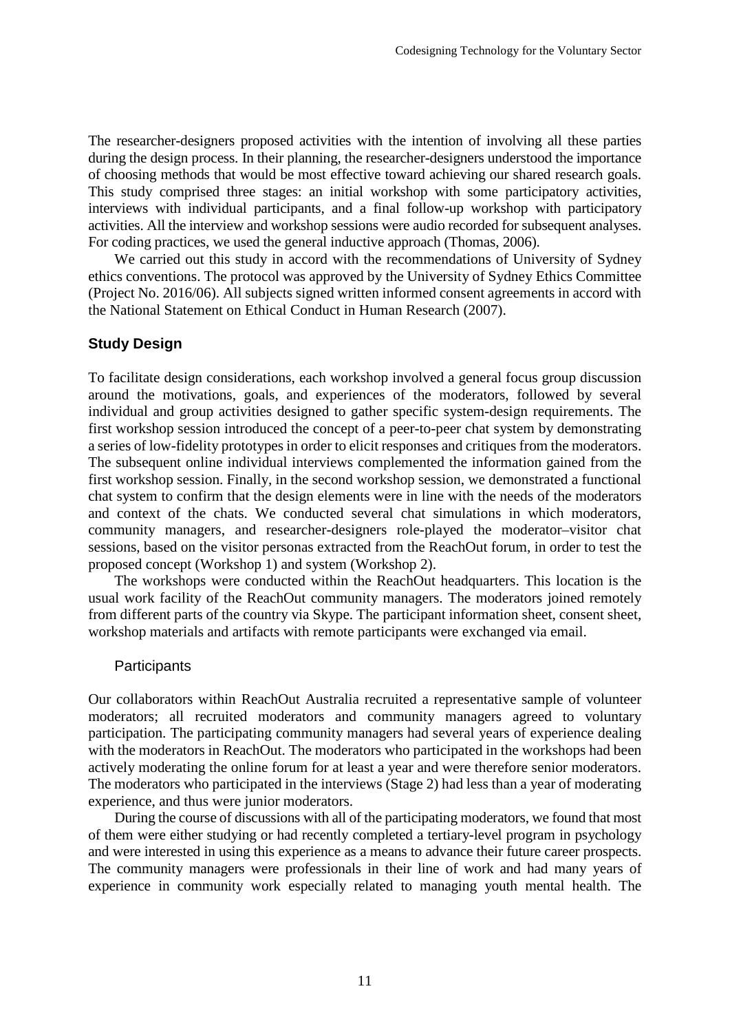The researcher-designers proposed activities with the intention of involving all these parties during the design process. In their planning, the researcher-designers understood the importance of choosing methods that would be most effective toward achieving our shared research goals. This study comprised three stages: an initial workshop with some participatory activities, interviews with individual participants, and a final follow-up workshop with participatory activities. All the interview and workshop sessions were audio recorded for subsequent analyses. For coding practices, we used the general inductive approach (Thomas, 2006).

We carried out this study in accord with the recommendations of University of Sydney ethics conventions. The protocol was approved by the University of Sydney Ethics Committee (Project No. 2016/06). All subjects signed written informed consent agreements in accord with the National Statement on Ethical Conduct in Human Research (2007).

## Study Design

To facilitate design considerations, each workshop involved a general focus group discussion around the motivations, goals, and experiences of the moderators, followed by several individual and group activities designed to gather specific system-design requirements. The first workshop session introduced the concept of a peer-to-peer chat system by demonstrating a series of low-fidelity prototypes in order to elicit responses and critiques from the moderators. The subsequent online individual interviews complemented the information gained from the first workshop session. Finally, in the second workshop session, we demonstrated a functional chat system to confirm that the design elements were in line with the needs of the moderators and context of the chats. We conducted several chat simulations in which moderators, community managers, and researcher-designers role-played the moderator–visitor chat sessions, based on the visitor personas extracted from the ReachOut forum, in order to test the proposed concept (Workshop 1) and system (Workshop 2).

The workshops were conducted within the ReachOut headquarters. This location is the usual work facility of the ReachOut community managers. The moderators joined remotely from different parts of the country via Skype. The participant information sheet, consent sheet, workshop materials and artifacts with remote participants were exchanged via email.

### Participants

Our collaborators within ReachOut Australia recruited a representative sample of volunteer moderators; all recruited moderators and community managers agreed to voluntary participation. The participating community managers had several years of experience dealing with the moderators in ReachOut. The moderators who participated in the workshops had been actively moderating the online forum for at least a year and were therefore senior moderators. The moderators who participated in the interviews (Stage 2) had less than a year of moderating experience, and thus were junior moderators.

During the course of discussions with all of the participating moderators, we found that most of them were either studying or had recently completed a tertiary-level program in psychology and were interested in using this experience as a means to advance their future career prospects. The community managers were professionals in their line of work and had many years of experience in community work especially related to managing youth mental health. The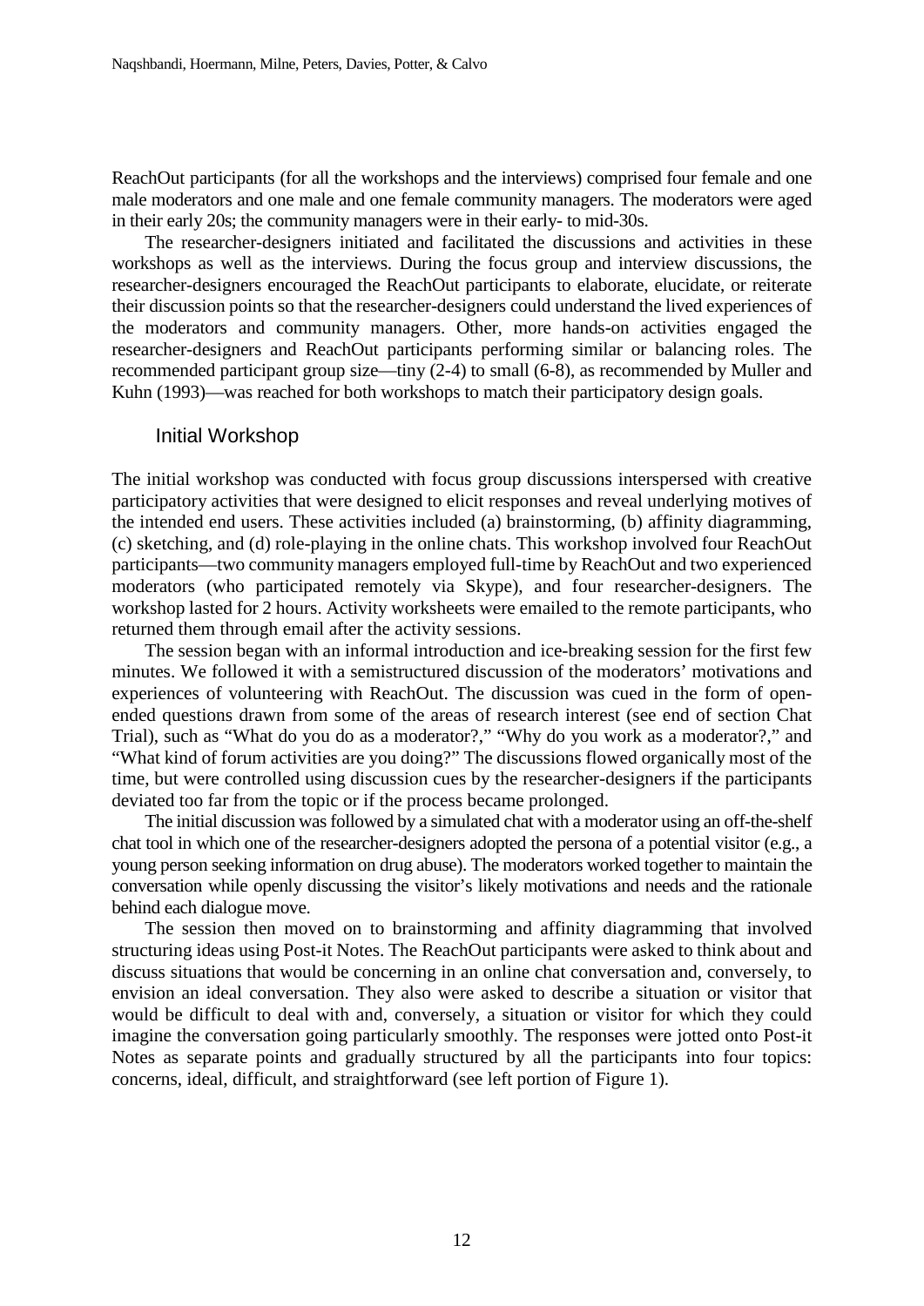ReachOut participants (for all the workshops and the interviews) comprised four female and one male moderators and one male and one female community managers. The moderators were aged in their early 20s; the community managers were in their early- to mid-30s.

The researcher-designers initiated and facilitated the discussions and activities in these workshops as well as the interviews. During the focus group and interview discussions, the researcher-designers encouraged the ReachOut participants to elaborate, elucidate, or reiterate their discussion points so that the researcher-designers could understand the lived experiences of the moderators and community managers. Other, more hands-on activities engaged the researcher-designers and ReachOut participants performing similar or balancing roles. The recommended participant group size—tiny (2-4) to small (6-8), as recommended by Muller and Kuhn (1993)—was reached for both workshops to match their participatory design goals.

### Initial Workshop

The initial workshop was conducted with focus group discussions interspersed with creative participatory activities that were designed to elicit responses and reveal underlying motives of the intended end users. These activities included (a) brainstorming, (b) affinity diagramming, (c) sketching, and (d) role-playing in the online chats. This workshop involved four ReachOut participants—two community managers employed full-time by ReachOut and two experienced moderators (who participated remotely via Skype), and four researcher-designers. The workshop lasted for 2 hours. Activity worksheets were emailed to the remote participants, who returned them through email after the activity sessions.

The session began with an informal introduction and ice-breaking session for the first few minutes. We followed it with a semistructured discussion of the moderators' motivations and experiences of volunteering with ReachOut. The discussion was cued in the form of open-ended questions drawn from some of the areas of research interest (see end of section Chat Trial), such as "What do you do as a moderator?," "Why do you work as a moderator?," and "What kind of forum activities are you doing?" The discussions flowed organically most of the time, but were controlled using discussion cues by the researcher-designers if the participants deviated too far from the topic or if the process became prolonged.

The initial discussion was followed by a simulated chat with a moderator using an off-the-shelf chat tool in which one of the researcher-designers adopted the persona of a potential visitor (e.g., a young person seeking information on drug abuse). The moderators worked together to maintain the conversation while openly discussing the visitor's likely motivations and needs and the rationale behind each dialogue move.

The session then moved on to brainstorming and affinity diagramming that involved structuring ideas using Post-it Notes. The ReachOut participants were asked to think about and discuss situations that would be concerning in an online chat conversation and, conversely, to envision an ideal conversation. They also were asked to describe a situation or visitor that would be difficult to deal with and, conversely, a situation or visitor for which they could imagine the conversation going particularly smoothly. The responses were jotted onto Post-it Notes as separate points and gradually structured by all the participants into four topics: concerns, ideal, difficult, and straightforward (see left portion of Figure 1).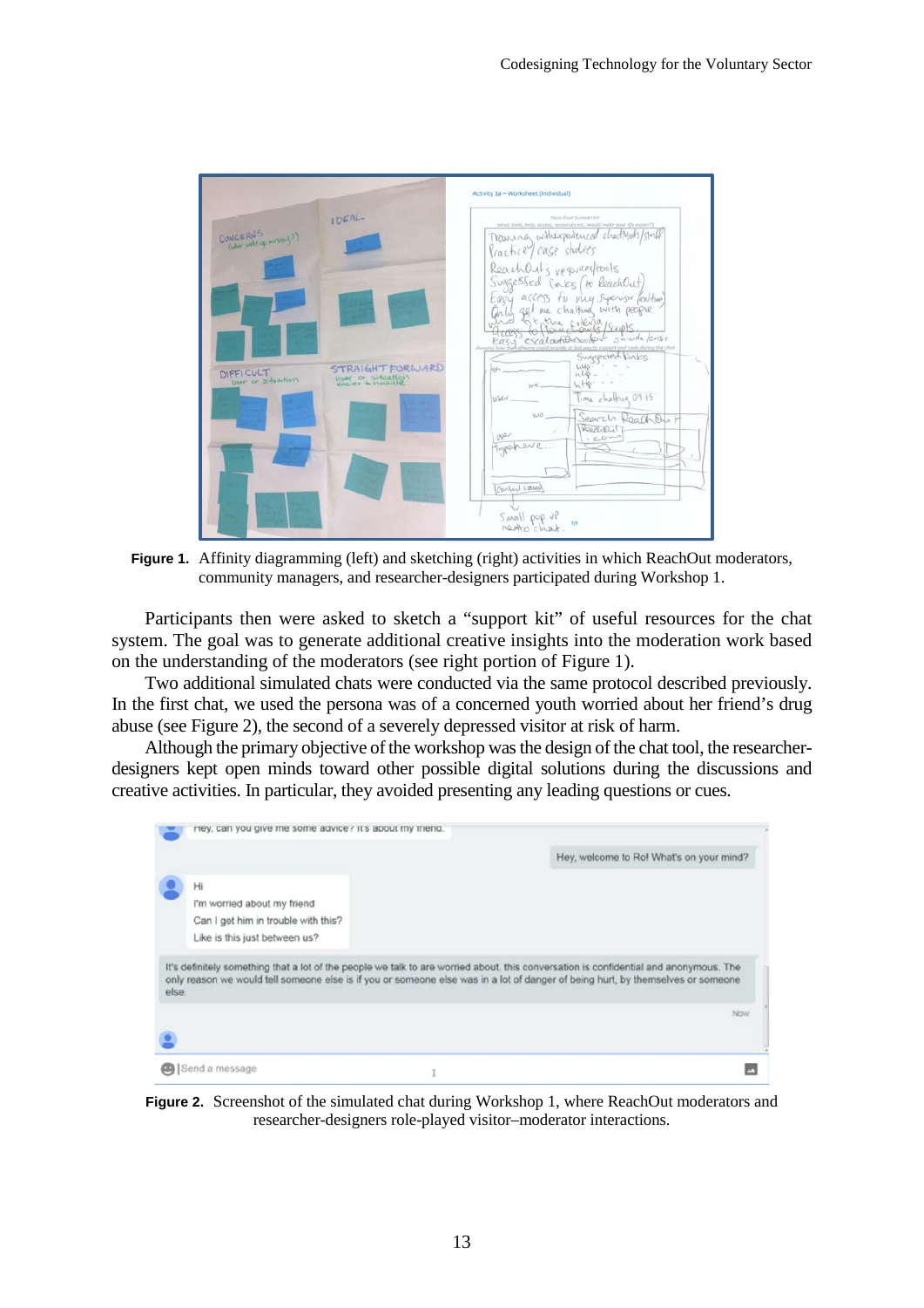**Figure 1.** Affinity diagramming (left) and sketching (right) activities in which ReachOut moderators, community managers, and researcher-designers participated during Workshop 1.

Participants then were asked to sketch a "support kit" of useful resources for the chat system. The goal was to generate additional creative insights into the moderation work based on the understanding of the moderators (see right portion of Figure 1).

Two additional simulated chats were conducted via the same protocol described previously. In the first chat, we used the persona was of a concerned youth worried about her friend's drug abuse (see Figure 2), the second of a severely depressed visitor at risk of harm.

Although the primary objective of the workshop was the design of the chat tool, the researcher-designers kept open minds toward other possible digital solutions during the discussions and creative activities. In particular, they avoided presenting any leading questions or cues.

**Figure 2.** Screenshot of the simulated chat during Workshop 1, where ReachOut moderators and researcher-designers role-played visitor–moderator interactions.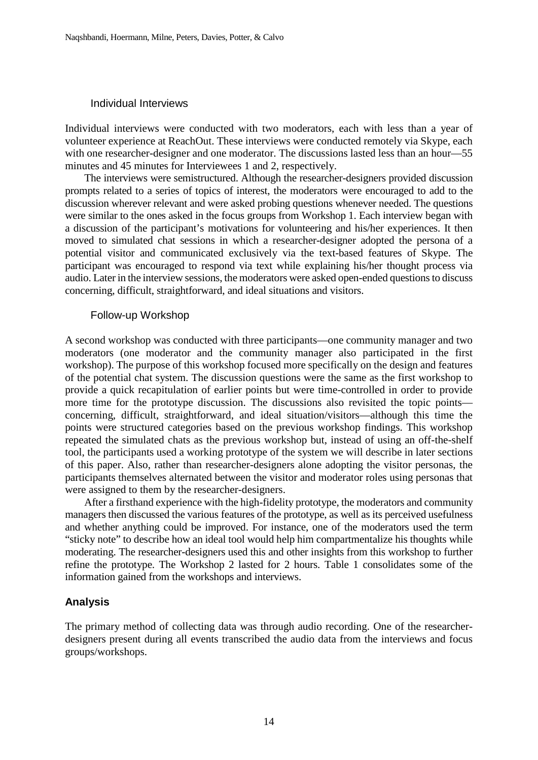### Individual Interviews

Individual interviews were conducted with two moderators, each with less than a year of volunteer experience at ReachOut. These interviews were conducted remotely via Skype, each with one researcher-designer and one moderator. The discussions lasted less than an hour—55 minutes and 45 minutes for Interviewees 1 and 2, respectively.

The interviews were semistructured. Although the researcher-designers provided discussion prompts related to a series of topics of interest, the moderators were encouraged to add to the discussion wherever relevant and were asked probing questions whenever needed. The questions were similar to the ones asked in the focus groups from Workshop 1. Each interview began with a discussion of the participant's motivations for volunteering and his/her experiences. It then moved to simulated chat sessions in which a researcher-designer adopted the persona of a potential visitor and communicated exclusively via the text-based features of Skype. The participant was encouraged to respond via text while explaining his/her thought process via audio. Later in the interview sessions, the moderators were asked open-ended questions to discuss concerning, difficult, straightforward, and ideal situations and visitors.

### Follow-up Workshop

A second workshop was conducted with three participants—one community manager and two moderators (one moderator and the community manager also participated in the first workshop). The purpose of this workshop focused more specifically on the design and features of the potential chat system. The discussion questions were the same as the first workshop to provide a quick recapitulation of earlier points but were time-controlled in order to provide more time for the prototype discussion. The discussions also revisited the topic points—concerning, difficult, straightforward, and ideal situation/visitors—although this time the points were structured categories based on the previous workshop findings. This workshop repeated the simulated chats as the previous workshop but, instead of using an off-the-shelf tool, the participants used a working prototype of the system we will describe in later sections of this paper. Also, rather than researcher-designers alone adopting the visitor personas, the participants themselves alternated between the visitor and moderator roles using personas that were assigned to them by the researcher-designers.

After a firsthand experience with the high-fidelity prototype, the moderators and community managers then discussed the various features of the prototype, as well as its perceived usefulness and whether anything could be improved. For instance, one of the moderators used the term "sticky note" to describe how an ideal tool would help him compartmentalize his thoughts while moderating. The researcher-designers used this and other insights from this workshop to further refine the prototype. The Workshop 2 lasted for 2 hours. Table 1 consolidates some of the information gained from the workshops and interviews.

## Analysis

The primary method of collecting data was through audio recording. One of the researcher-designers present during all events transcribed the audio data from the interviews and focus groups/workshops.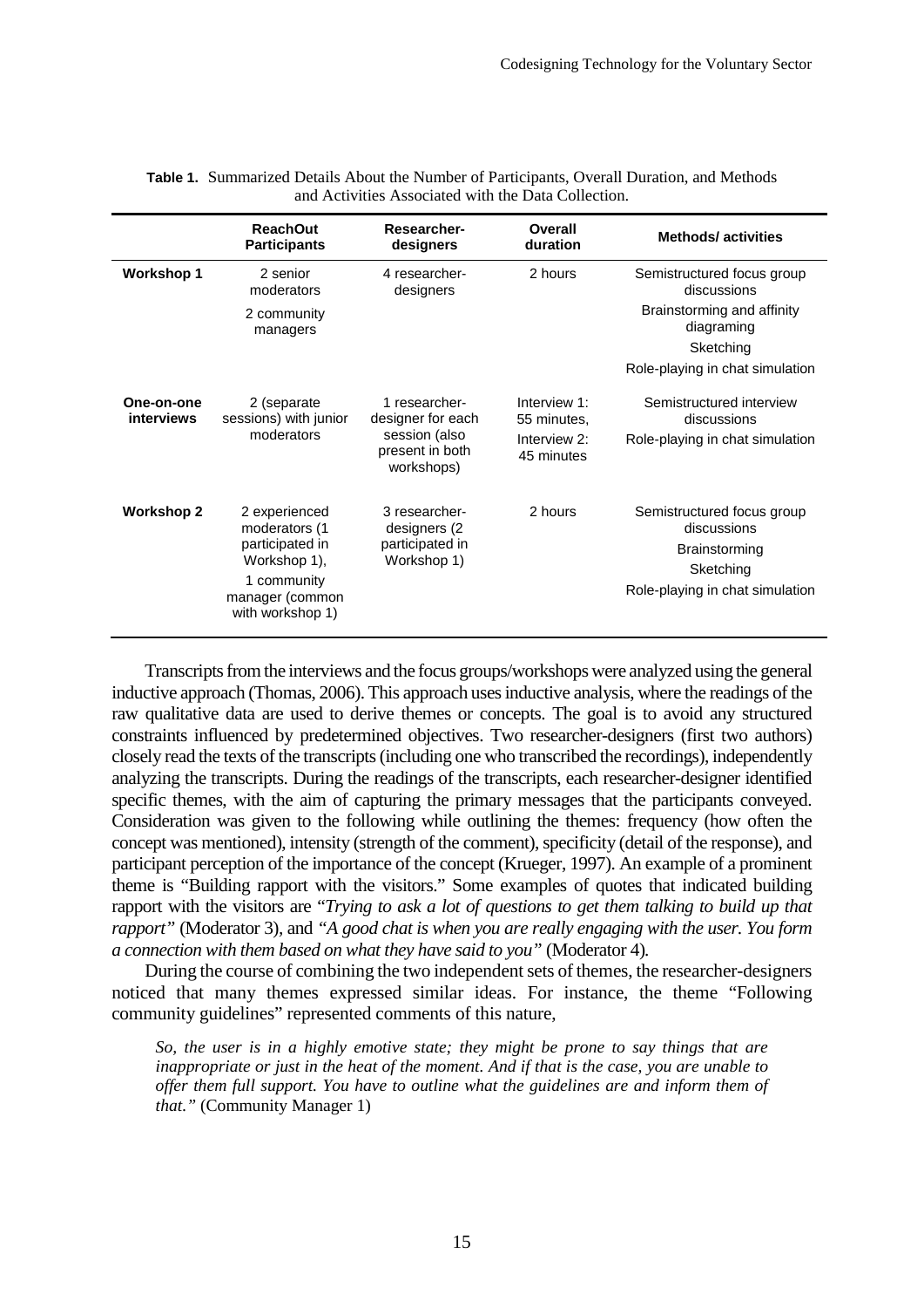**Table 1.** Summarized Details About the Number of Participants, Overall Duration, and Methods and Activities Associated with the Data Collection.

| | ReachOut Participants | Researcher-designers | Overall duration | Methods/ activities |
|---|---|---|---|---|
| **Workshop 1** | 2 senior moderators<br>2 community managers | 4 researcher-designers | 2 hours | Semistructured focus group discussions<br>Brainstorming and affinity diagraming<br>Sketching<br>Role-playing in chat simulation |
| **One-on-one interviews** | 2 (separate sessions) with junior moderators | 1 researcher-designer for each session (also present in both workshops) | Interview 1: 55 minutes,<br>Interview 2: 45 minutes | Semistructured interview discussions<br>Role-playing in chat simulation |
| **Workshop 2** | 2 experienced moderators (1 participated in Workshop 1),<br>1 community manager (common with workshop 1) | 3 researcher-designers (2 participated in Workshop 1) | 2 hours | Semistructured focus group discussions<br>Brainstorming<br>Sketching<br>Role-playing in chat simulation |

Transcripts from the interviews and the focus groups/workshops were analyzed using the general inductive approach (Thomas, 2006). This approach uses inductive analysis, where the readings of the raw qualitative data are used to derive themes or concepts. The goal is to avoid any structured constraints influenced by predetermined objectives. Two researcher-designers (first two authors) closely read the texts of the transcripts (including one who transcribed the recordings), independently analyzing the transcripts. During the readings of the transcripts, each researcher-designer identified specific themes, with the aim of capturing the primary messages that the participants conveyed. Consideration was given to the following while outlining the themes: frequency (how often the concept was mentioned), intensity (strength of the comment), specificity (detail of the response), and participant perception of the importance of the concept (Krueger, 1997). An example of a prominent theme is "Building rapport with the visitors." Some examples of quotes that indicated building rapport with the visitors are "*Trying to ask a lot of questions to get them talking to build up that rapport"* (Moderator 3), and *"A good chat is when you are really engaging with the user. You form a connection with them based on what they have said to you"* (Moderator 4).

During the course of combining the two independent sets of themes, the researcher-designers noticed that many themes expressed similar ideas. For instance, the theme "Following community guidelines" represented comments of this nature,

> *So, the user is in a highly emotive state; they might be prone to say things that are inappropriate or just in the heat of the moment. And if that is the case, you are unable to offer them full support. You have to outline what the guidelines are and inform them of that."* (Community Manager 1)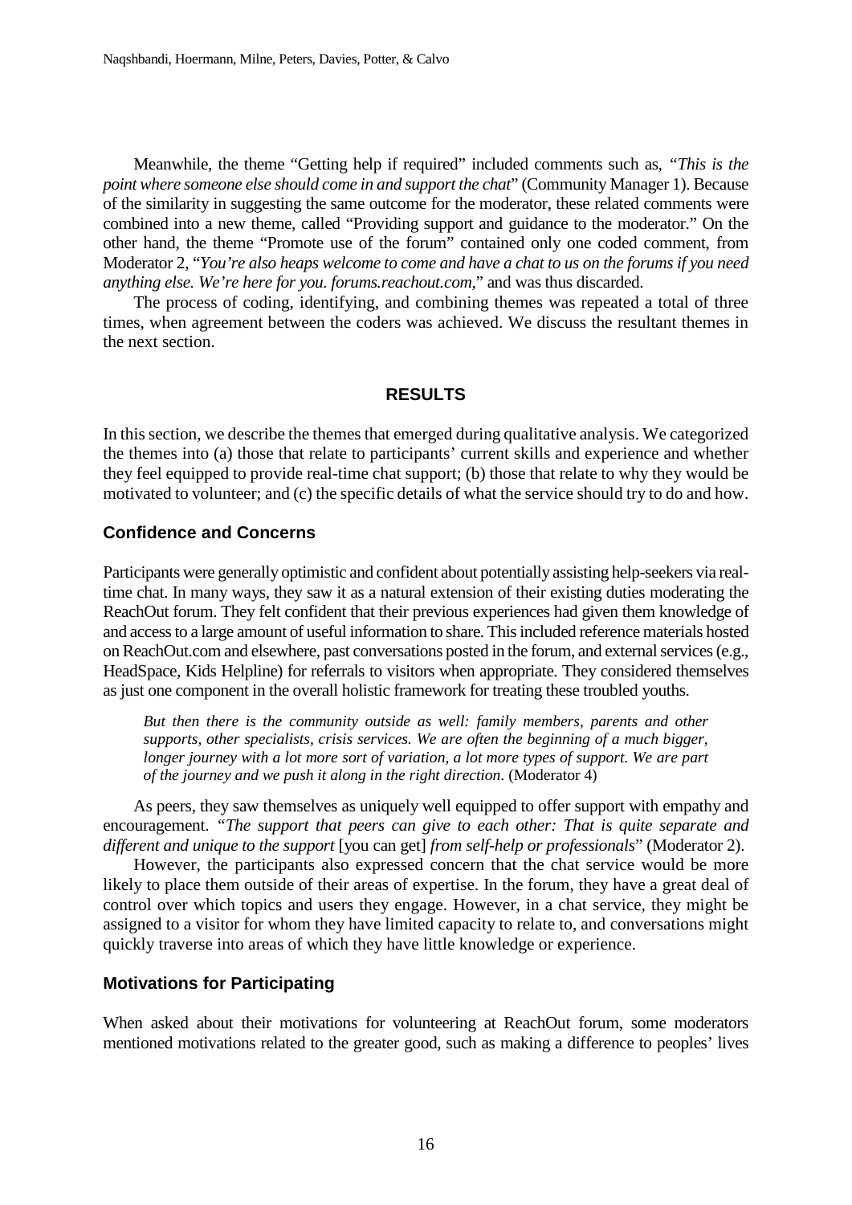Meanwhile, the theme "Getting help if required" included comments such as, "*This is the point where someone else should come in and support the chat*" (Community Manager 1). Because of the similarity in suggesting the same outcome for the moderator, these related comments were combined into a new theme, called "Providing support and guidance to the moderator." On the other hand, the theme "Promote use of the forum" contained only one coded comment, from Moderator 2, "*You're also heaps welcome to come and have a chat to us on the forums if you need anything else. We're here for you. forums.reachout.com*," and was thus discarded.

The process of coding, identifying, and combining themes was repeated a total of three times, when agreement between the coders was achieved. We discuss the resultant themes in the next section.

## RESULTS

In this section, we describe the themes that emerged during qualitative analysis. We categorized the themes into (a) those that relate to participants' current skills and experience and whether they feel equipped to provide real-time chat support; (b) those that relate to why they would be motivated to volunteer; and (c) the specific details of what the service should try to do and how.

### Confidence and Concerns

Participants were generally optimistic and confident about potentially assisting help-seekers via real-time chat. In many ways, they saw it as a natural extension of their existing duties moderating the ReachOut forum. They felt confident that their previous experiences had given them knowledge of and access to a large amount of useful information to share. This included reference materials hosted on ReachOut.com and elsewhere, past conversations posted in the forum, and external services (e.g., HeadSpace, Kids Helpline) for referrals to visitors when appropriate. They considered themselves as just one component in the overall holistic framework for treating these troubled youths.

> *But then there is the community outside as well: family members, parents and other supports, other specialists, crisis services. We are often the beginning of a much bigger, longer journey with a lot more sort of variation, a lot more types of support. We are part of the journey and we push it along in the right direction*. (Moderator 4)

As peers, they saw themselves as uniquely well equipped to offer support with empathy and encouragement. "*The support that peers can give to each other: That is quite separate and different and unique to the support* [you can get] *from self-help or professionals*" (Moderator 2).

However, the participants also expressed concern that the chat service would be more likely to place them outside of their areas of expertise. In the forum, they have a great deal of control over which topics and users they engage. However, in a chat service, they might be assigned to a visitor for whom they have limited capacity to relate to, and conversations might quickly traverse into areas of which they have little knowledge or experience.

### Motivations for Participating

When asked about their motivations for volunteering at ReachOut forum, some moderators mentioned motivations related to the greater good, such as making a difference to peoples' lives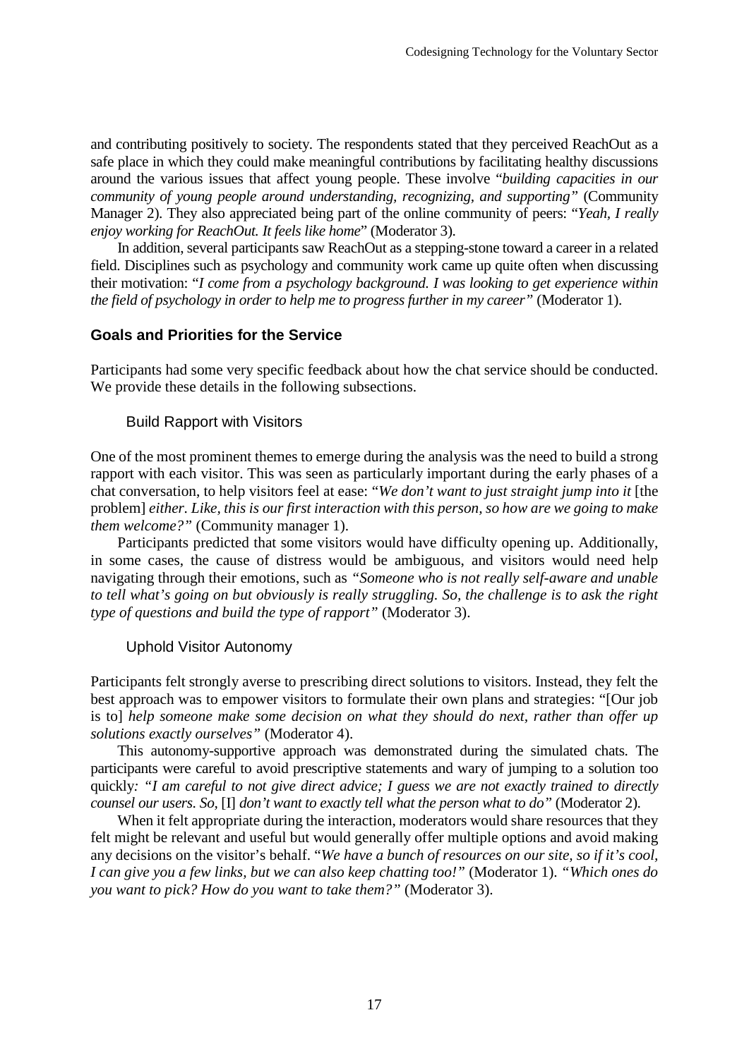and contributing positively to society. The respondents stated that they perceived ReachOut as a safe place in which they could make meaningful contributions by facilitating healthy discussions around the various issues that affect young people. These involve "*building capacities in our community of young people around understanding, recognizing, and supporting"* (Community Manager 2). They also appreciated being part of the online community of peers: "*Yeah, I really enjoy working for ReachOut. It feels like home*" (Moderator 3).

In addition, several participants saw ReachOut as a stepping-stone toward a career in a related field. Disciplines such as psychology and community work came up quite often when discussing their motivation: "*I come from a psychology background. I was looking to get experience within the field of psychology in order to help me to progress further in my career"* (Moderator 1).

## Goals and Priorities for the Service

Participants had some very specific feedback about how the chat service should be conducted. We provide these details in the following subsections.

### Build Rapport with Visitors

One of the most prominent themes to emerge during the analysis was the need to build a strong rapport with each visitor. This was seen as particularly important during the early phases of a chat conversation, to help visitors feel at ease: "*We don't want to just straight jump into it* [the problem] *either. Like, this is our first interaction with this person, so how are we going to make them welcome?"* (Community manager 1).

Participants predicted that some visitors would have difficulty opening up. Additionally, in some cases, the cause of distress would be ambiguous, and visitors would need help navigating through their emotions, such as *"Someone who is not really self-aware and unable to tell what's going on but obviously is really struggling. So, the challenge is to ask the right type of questions and build the type of rapport"* (Moderator 3).

### Uphold Visitor Autonomy

Participants felt strongly averse to prescribing direct solutions to visitors. Instead, they felt the best approach was to empower visitors to formulate their own plans and strategies: "[Our job is to] *help someone make some decision on what they should do next, rather than offer up solutions exactly ourselves"* (Moderator 4).

This autonomy-supportive approach was demonstrated during the simulated chats. The participants were careful to avoid prescriptive statements and wary of jumping to a solution too quickly*: "I am careful to not give direct advice; I guess we are not exactly trained to directly counsel our users. So,* [I] *don't want to exactly tell what the person what to do"* (Moderator 2).

When it felt appropriate during the interaction, moderators would share resources that they felt might be relevant and useful but would generally offer multiple options and avoid making any decisions on the visitor's behalf. "*We have a bunch of resources on our site, so if it's cool, I can give you a few links, but we can also keep chatting too!"* (Moderator 1). *"Which ones do you want to pick? How do you want to take them?"* (Moderator 3).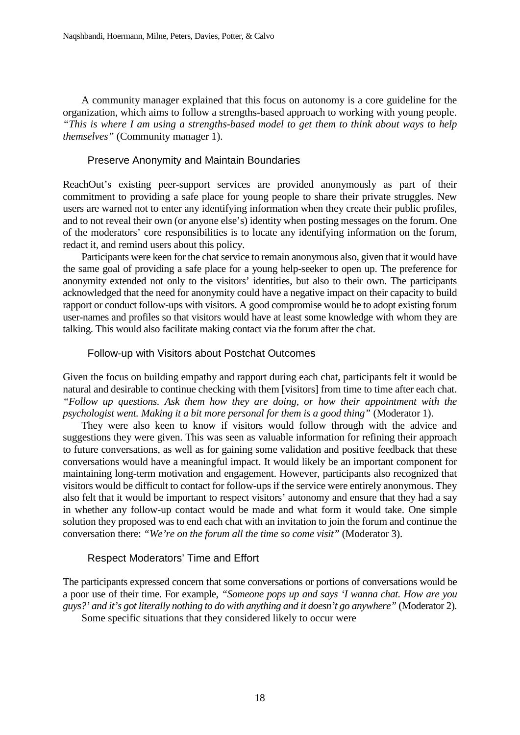A community manager explained that this focus on autonomy is a core guideline for the organization, which aims to follow a strengths-based approach to working with young people. *"This is where I am using a strengths-based model to get them to think about ways to help themselves"* (Community manager 1).

### Preserve Anonymity and Maintain Boundaries

ReachOut's existing peer-support services are provided anonymously as part of their commitment to providing a safe place for young people to share their private struggles. New users are warned not to enter any identifying information when they create their public profiles, and to not reveal their own (or anyone else's) identity when posting messages on the forum. One of the moderators' core responsibilities is to locate any identifying information on the forum, redact it, and remind users about this policy.

Participants were keen for the chat service to remain anonymous also, given that it would have the same goal of providing a safe place for a young help-seeker to open up. The preference for anonymity extended not only to the visitors' identities, but also to their own. The participants acknowledged that the need for anonymity could have a negative impact on their capacity to build rapport or conduct follow-ups with visitors. A good compromise would be to adopt existing forum user-names and profiles so that visitors would have at least some knowledge with whom they are talking. This would also facilitate making contact via the forum after the chat.

### Follow-up with Visitors about Postchat Outcomes

Given the focus on building empathy and rapport during each chat, participants felt it would be natural and desirable to continue checking with them [visitors] from time to time after each chat. *"Follow up questions. Ask them how they are doing, or how their appointment with the psychologist went. Making it a bit more personal for them is a good thing"* (Moderator 1).

They were also keen to know if visitors would follow through with the advice and suggestions they were given. This was seen as valuable information for refining their approach to future conversations, as well as for gaining some validation and positive feedback that these conversations would have a meaningful impact. It would likely be an important component for maintaining long-term motivation and engagement. However, participants also recognized that visitors would be difficult to contact for follow-ups if the service were entirely anonymous. They also felt that it would be important to respect visitors' autonomy and ensure that they had a say in whether any follow-up contact would be made and what form it would take. One simple solution they proposed was to end each chat with an invitation to join the forum and continue the conversation there: *"We're on the forum all the time so come visit"* (Moderator 3).

### Respect Moderators' Time and Effort

The participants expressed concern that some conversations or portions of conversations would be a poor use of their time. For example, *"Someone pops up and says 'I wanna chat. How are you guys?' and it's got literally nothing to do with anything and it doesn't go anywhere"* (Moderator 2).

Some specific situations that they considered likely to occur were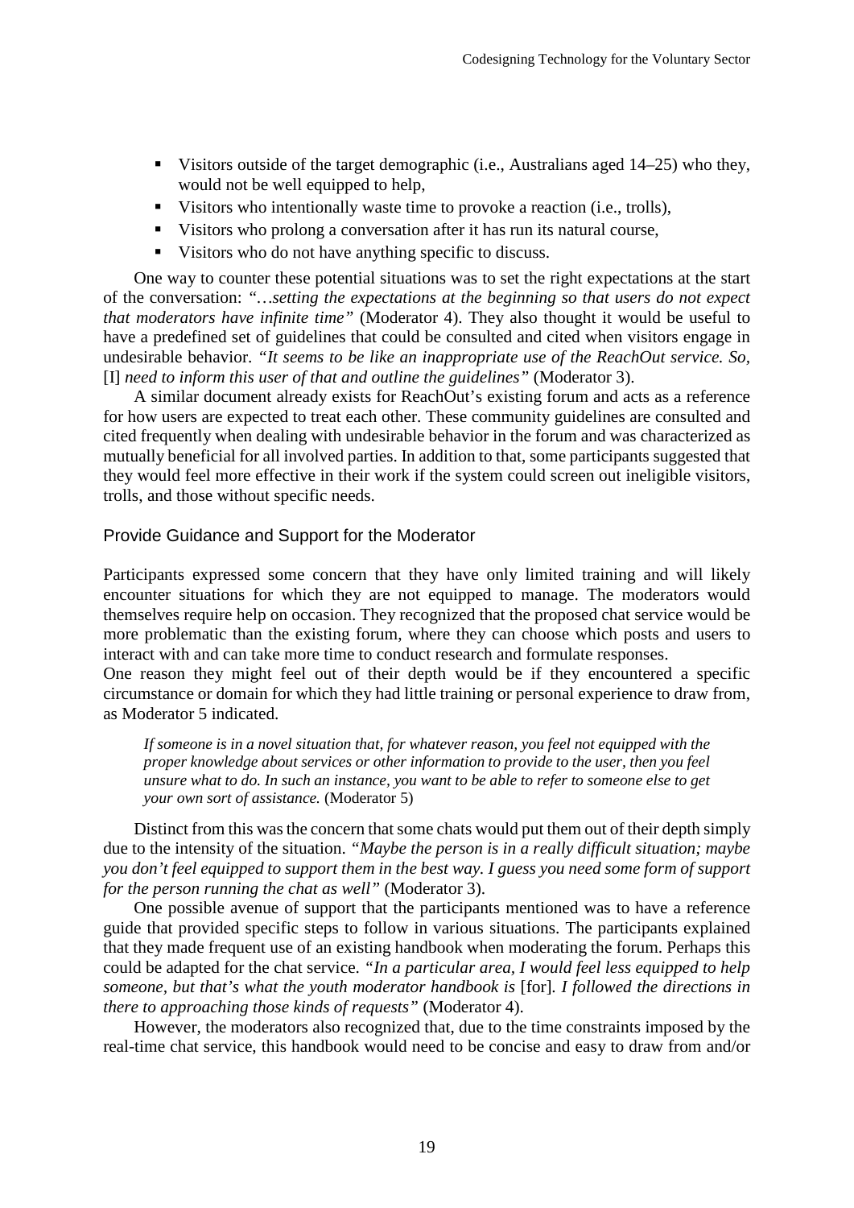- Visitors outside of the target demographic (i.e., Australians aged 14–25) who they, would not be well equipped to help,
- Visitors who intentionally waste time to provoke a reaction (i.e., trolls),
- Visitors who prolong a conversation after it has run its natural course,
- Visitors who do not have anything specific to discuss.

One way to counter these potential situations was to set the right expectations at the start of the conversation: *"…setting the expectations at the beginning so that users do not expect that moderators have infinite time"* (Moderator 4). They also thought it would be useful to have a predefined set of guidelines that could be consulted and cited when visitors engage in undesirable behavior. *"It seems to be like an inappropriate use of the ReachOut service. So,* [I] *need to inform this user of that and outline the guidelines"* (Moderator 3).

A similar document already exists for ReachOut's existing forum and acts as a reference for how users are expected to treat each other. These community guidelines are consulted and cited frequently when dealing with undesirable behavior in the forum and was characterized as mutually beneficial for all involved parties. In addition to that, some participants suggested that they would feel more effective in their work if the system could screen out ineligible visitors, trolls, and those without specific needs.

### Provide Guidance and Support for the Moderator

Participants expressed some concern that they have only limited training and will likely encounter situations for which they are not equipped to manage. The moderators would themselves require help on occasion. They recognized that the proposed chat service would be more problematic than the existing forum, where they can choose which posts and users to interact with and can take more time to conduct research and formulate responses.

One reason they might feel out of their depth would be if they encountered a specific circumstance or domain for which they had little training or personal experience to draw from, as Moderator 5 indicated.

> *If someone is in a novel situation that, for whatever reason, you feel not equipped with the proper knowledge about services or other information to provide to the user, then you feel unsure what to do. In such an instance, you want to be able to refer to someone else to get your own sort of assistance.* (Moderator 5)

Distinct from this was the concern that some chats would put them out of their depth simply due to the intensity of the situation. *"Maybe the person is in a really difficult situation; maybe you don't feel equipped to support them in the best way. I guess you need some form of support for the person running the chat as well"* (Moderator 3).

One possible avenue of support that the participants mentioned was to have a reference guide that provided specific steps to follow in various situations. The participants explained that they made frequent use of an existing handbook when moderating the forum. Perhaps this could be adapted for the chat service. *"In a particular area, I would feel less equipped to help someone, but that's what the youth moderator handbook is* [for]. *I followed the directions in there to approaching those kinds of requests"* (Moderator 4).

However, the moderators also recognized that, due to the time constraints imposed by the real-time chat service, this handbook would need to be concise and easy to draw from and/or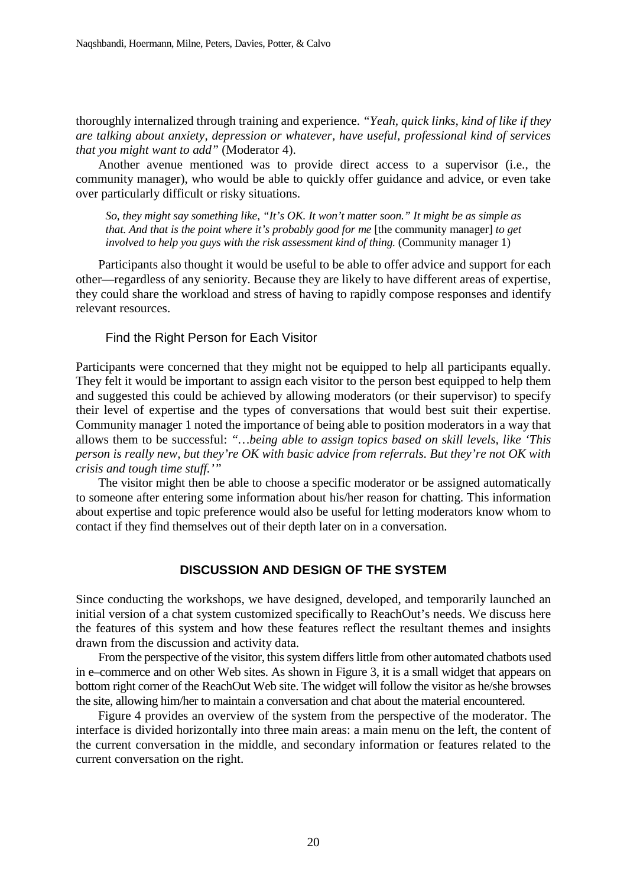thoroughly internalized through training and experience. *"Yeah, quick links, kind of like if they are talking about anxiety, depression or whatever, have useful, professional kind of services that you might want to add"* (Moderator 4).

Another avenue mentioned was to provide direct access to a supervisor (i.e., the community manager), who would be able to quickly offer guidance and advice, or even take over particularly difficult or risky situations.

> *So, they might say something like, "It's OK. It won't matter soon." It might be as simple as that. And that is the point where it's probably good for me* [the community manager] *to get involved to help you guys with the risk assessment kind of thing.* (Community manager 1)

Participants also thought it would be useful to be able to offer advice and support for each other—regardless of any seniority. Because they are likely to have different areas of expertise, they could share the workload and stress of having to rapidly compose responses and identify relevant resources.

### Find the Right Person for Each Visitor

Participants were concerned that they might not be equipped to help all participants equally. They felt it would be important to assign each visitor to the person best equipped to help them and suggested this could be achieved by allowing moderators (or their supervisor) to specify their level of expertise and the types of conversations that would best suit their expertise. Community manager 1 noted the importance of being able to position moderators in a way that allows them to be successful: *"…being able to assign topics based on skill levels, like 'This person is really new, but they're OK with basic advice from referrals. But they're not OK with crisis and tough time stuff.'"*

The visitor might then be able to choose a specific moderator or be assigned automatically to someone after entering some information about his/her reason for chatting. This information about expertise and topic preference would also be useful for letting moderators know whom to contact if they find themselves out of their depth later on in a conversation.

## DISCUSSION AND DESIGN OF THE SYSTEM

Since conducting the workshops, we have designed, developed, and temporarily launched an initial version of a chat system customized specifically to ReachOut's needs. We discuss here the features of this system and how these features reflect the resultant themes and insights drawn from the discussion and activity data.

From the perspective of the visitor, this system differs little from other automated chatbots used in e–commerce and on other Web sites. As shown in Figure 3, it is a small widget that appears on bottom right corner of the ReachOut Web site. The widget will follow the visitor as he/she browses the site, allowing him/her to maintain a conversation and chat about the material encountered.

Figure 4 provides an overview of the system from the perspective of the moderator. The interface is divided horizontally into three main areas: a main menu on the left, the content of the current conversation in the middle, and secondary information or features related to the current conversation on the right.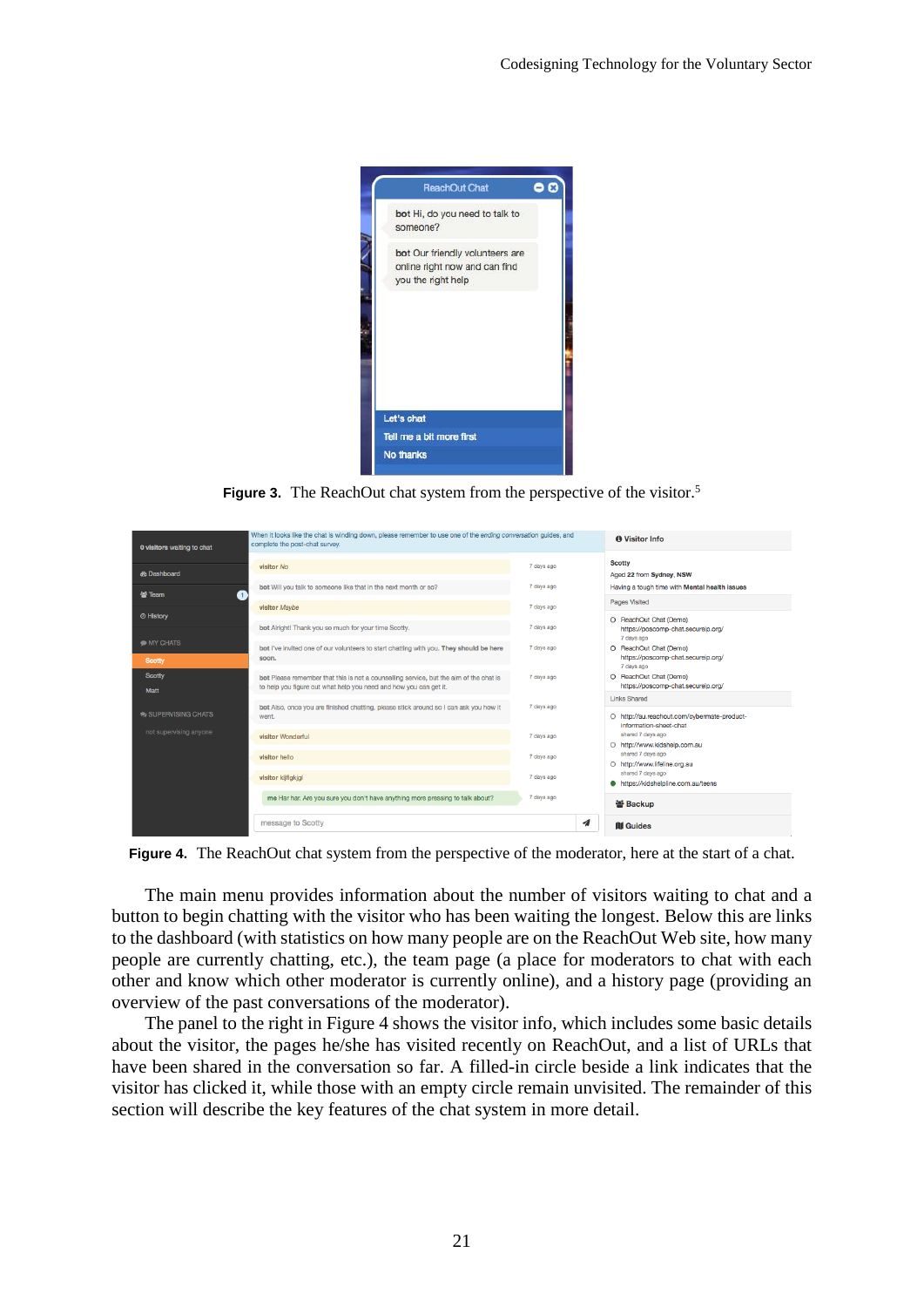**Figure 3.** The ReachOut chat system from the perspective of the visitor.[5]

**Figure 4.** The ReachOut chat system from the perspective of the moderator, here at the start of a chat.

The main menu provides information about the number of visitors waiting to chat and a button to begin chatting with the visitor who has been waiting the longest. Below this are links to the dashboard (with statistics on how many people are on the ReachOut Web site, how many people are currently chatting, etc.), the team page (a place for moderators to chat with each other and know which other moderator is currently online), and a history page (providing an overview of the past conversations of the moderator).

The panel to the right in Figure 4 shows the visitor info, which includes some basic details about the visitor, the pages he/she has visited recently on ReachOut, and a list of URLs that have been shared in the conversation so far. A filled-in circle beside a link indicates that the visitor has clicked it, while those with an empty circle remain unvisited. The remainder of this section will describe the key features of the chat system in more detail.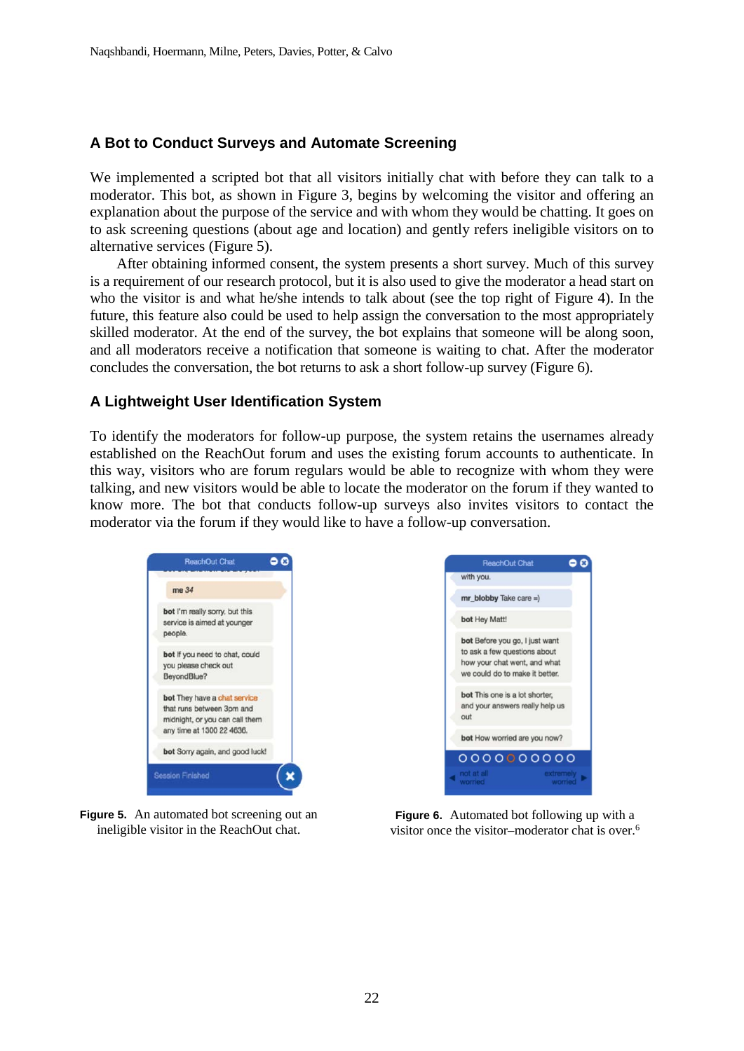## A Bot to Conduct Surveys and Automate Screening

We implemented a scripted bot that all visitors initially chat with before they can talk to a moderator. This bot, as shown in Figure 3, begins by welcoming the visitor and offering an explanation about the purpose of the service and with whom they would be chatting. It goes on to ask screening questions (about age and location) and gently refers ineligible visitors on to alternative services (Figure 5).

After obtaining informed consent, the system presents a short survey. Much of this survey is a requirement of our research protocol, but it is also used to give the moderator a head start on who the visitor is and what he/she intends to talk about (see the top right of Figure 4). In the future, this feature also could be used to help assign the conversation to the most appropriately skilled moderator. At the end of the survey, the bot explains that someone will be along soon, and all moderators receive a notification that someone is waiting to chat. After the moderator concludes the conversation, the bot returns to ask a short follow-up survey (Figure 6).

## A Lightweight User Identification System

To identify the moderators for follow-up purpose, the system retains the usernames already established on the ReachOut forum and uses the existing forum accounts to authenticate. In this way, visitors who are forum regulars would be able to recognize with whom they were talking, and new visitors would be able to locate the moderator on the forum if they wanted to know more. The bot that conducts follow-up surveys also invites visitors to contact the moderator via the forum if they would like to have a follow-up conversation.

**Figure 5.** An automated bot screening out an ineligible visitor in the ReachOut chat.

**Figure 6.** Automated bot following up with a visitor once the visitor–moderator chat is over.[6]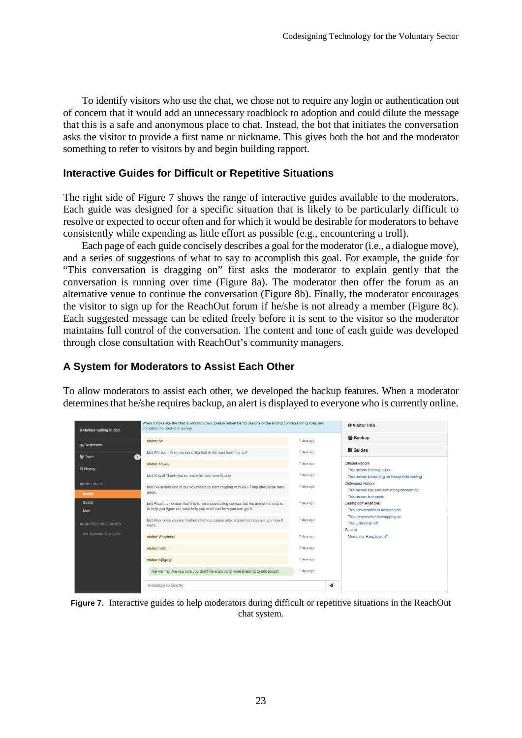To identify visitors who use the chat, we chose not to require any login or authentication out of concern that it would add an unnecessary roadblock to adoption and could dilute the message that this is a safe and anonymous place to chat. Instead, the bot that initiates the conversation asks the visitor to provide a first name or nickname. This gives both the bot and the moderator something to refer to visitors by and begin building rapport.

### Interactive Guides for Difficult or Repetitive Situations

The right side of Figure 7 shows the range of interactive guides available to the moderators. Each guide was designed for a specific situation that is likely to be particularly difficult to resolve or expected to occur often and for which it would be desirable for moderators to behave consistently while expending as little effort as possible (e.g., encountering a troll).

Each page of each guide concisely describes a goal for the moderator (i.e., a dialogue move), and a series of suggestions of what to say to accomplish this goal. For example, the guide for "This conversation is dragging on" first asks the moderator to explain gently that the conversation is running over time (Figure 8a). The moderator then offer the forum as an alternative venue to continue the conversation (Figure 8b). Finally, the moderator encourages the visitor to sign up for the ReachOut forum if he/she is not already a member (Figure 8c). Each suggested message can be edited freely before it is sent to the visitor so the moderator maintains full control of the conversation. The content and tone of each guide was developed through close consultation with ReachOut's community managers.

### A System for Moderators to Assist Each Other

To allow moderators to assist each other, we developed the backup features. When a moderator determines that he/she requires backup, an alert is displayed to everyone who is currently online.

**Figure 7.** Interactive guides to help moderators during difficult or repetitive situations in the ReachOut chat system.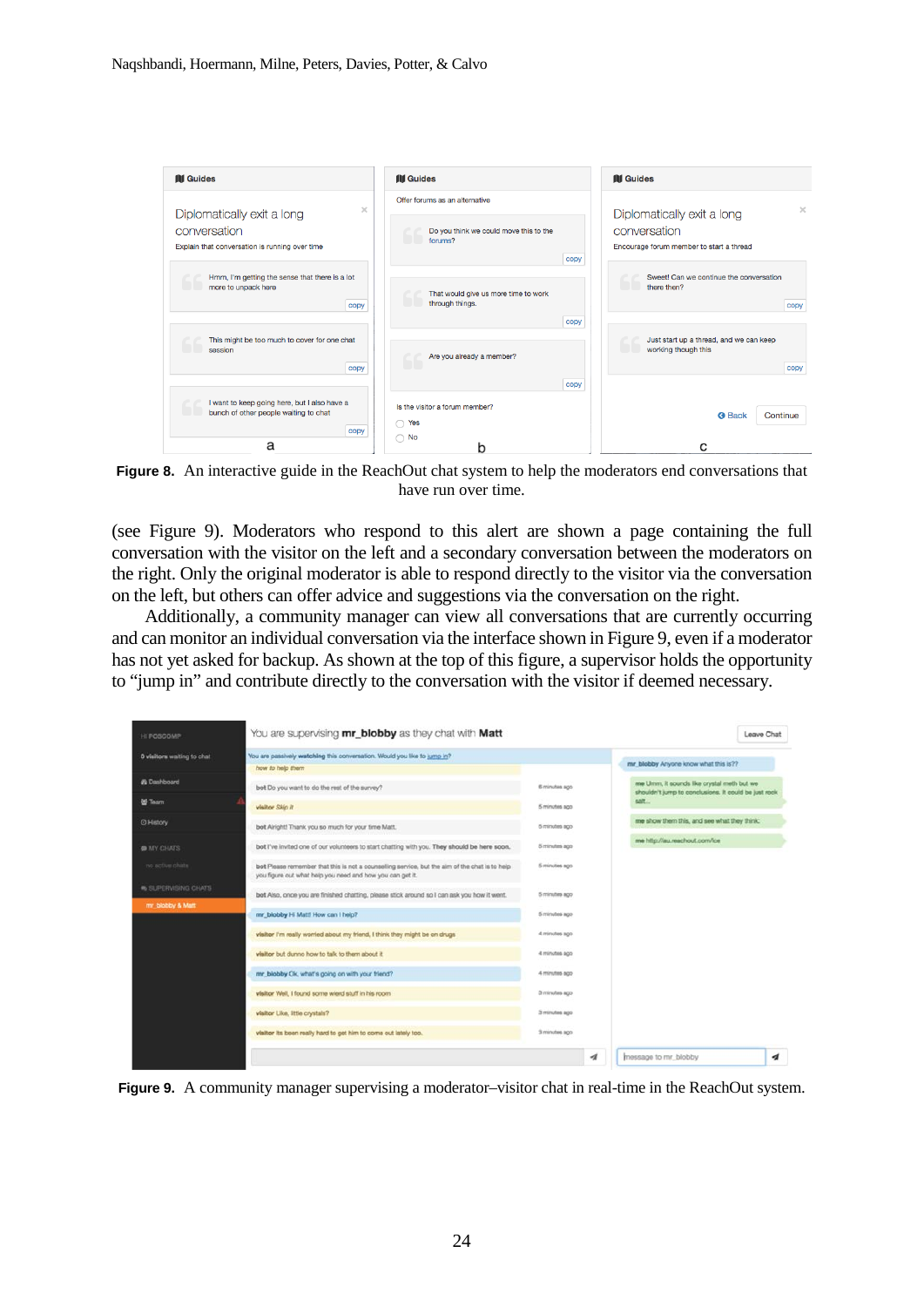**Figure 8.** An interactive guide in the ReachOut chat system to help the moderators end conversations that have run over time.

(see Figure 9). Moderators who respond to this alert are shown a page containing the full conversation with the visitor on the left and a secondary conversation between the moderators on the right. Only the original moderator is able to respond directly to the visitor via the conversation on the left, but others can offer advice and suggestions via the conversation on the right.

Additionally, a community manager can view all conversations that are currently occurring and can monitor an individual conversation via the interface shown in Figure 9, even if a moderator has not yet asked for backup. As shown at the top of this figure, a supervisor holds the opportunity to "jump in" and contribute directly to the conversation with the visitor if deemed necessary.

**Figure 9.** A community manager supervising a moderator–visitor chat in real-time in the ReachOut system.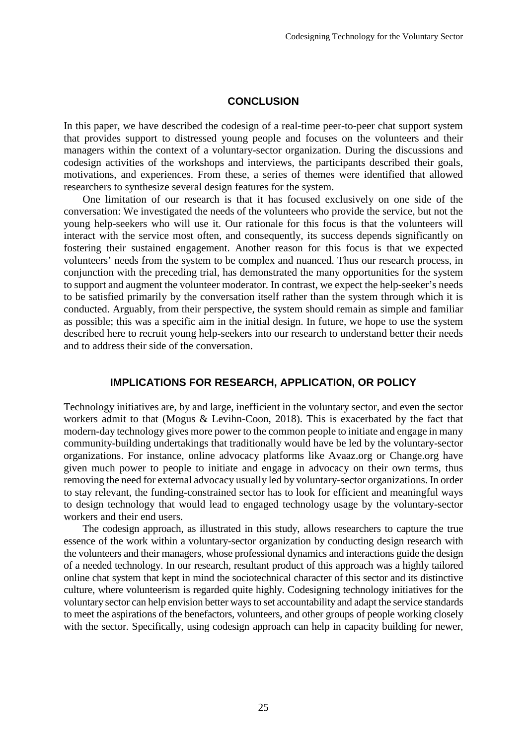## CONCLUSION

In this paper, we have described the codesign of a real-time peer-to-peer chat support system that provides support to distressed young people and focuses on the volunteers and their managers within the context of a voluntary-sector organization. During the discussions and codesign activities of the workshops and interviews, the participants described their goals, motivations, and experiences. From these, a series of themes were identified that allowed researchers to synthesize several design features for the system.

One limitation of our research is that it has focused exclusively on one side of the conversation: We investigated the needs of the volunteers who provide the service, but not the young help-seekers who will use it. Our rationale for this focus is that the volunteers will interact with the service most often, and consequently, its success depends significantly on fostering their sustained engagement. Another reason for this focus is that we expected volunteers' needs from the system to be complex and nuanced. Thus our research process, in conjunction with the preceding trial, has demonstrated the many opportunities for the system to support and augment the volunteer moderator. In contrast, we expect the help-seeker's needs to be satisfied primarily by the conversation itself rather than the system through which it is conducted. Arguably, from their perspective, the system should remain as simple and familiar as possible; this was a specific aim in the initial design. In future, we hope to use the system described here to recruit young help-seekers into our research to understand better their needs and to address their side of the conversation.

## IMPLICATIONS FOR RESEARCH, APPLICATION, OR POLICY

Technology initiatives are, by and large, inefficient in the voluntary sector, and even the sector workers admit to that (Mogus & Levihn-Coon, 2018). This is exacerbated by the fact that modern-day technology gives more power to the common people to initiate and engage in many community-building undertakings that traditionally would have be led by the voluntary-sector organizations. For instance, online advocacy platforms like Avaaz.org or Change.org have given much power to people to initiate and engage in advocacy on their own terms, thus removing the need for external advocacy usually led by voluntary-sector organizations. In order to stay relevant, the funding-constrained sector has to look for efficient and meaningful ways to design technology that would lead to engaged technology usage by the voluntary-sector workers and their end users.

The codesign approach, as illustrated in this study, allows researchers to capture the true essence of the work within a voluntary-sector organization by conducting design research with the volunteers and their managers, whose professional dynamics and interactions guide the design of a needed technology. In our research, resultant product of this approach was a highly tailored online chat system that kept in mind the sociotechnical character of this sector and its distinctive culture, where volunteerism is regarded quite highly. Codesigning technology initiatives for the voluntary sector can help envision better ways to set accountability and adapt the service standards to meet the aspirations of the benefactors, volunteers, and other groups of people working closely with the sector. Specifically, using codesign approach can help in capacity building for newer,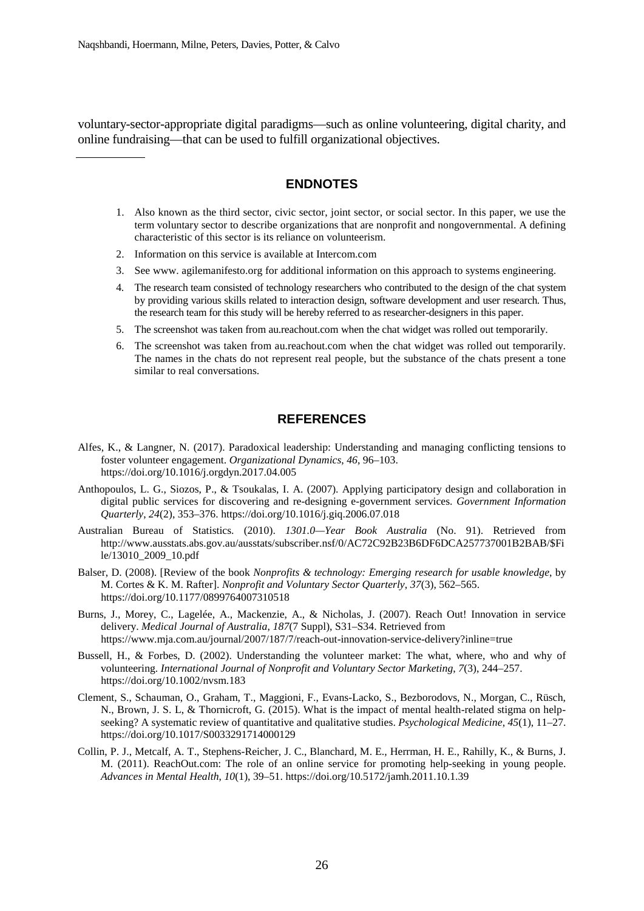voluntary-sector-appropriate digital paradigms—such as online volunteering, digital charity, and online fundraising—that can be used to fulfill organizational objectives.

## ENDNOTES

1. Also known as the third sector, civic sector, joint sector, or social sector. In this paper, we use the term voluntary sector to describe organizations that are nonprofit and nongovernmental. A defining characteristic of this sector is its reliance on volunteerism.
2. Information on this service is available at Intercom.com
3. See www. agilemanifesto.org for additional information on this approach to systems engineering.
4. The research team consisted of technology researchers who contributed to the design of the chat system by providing various skills related to interaction design, software development and user research. Thus, the research team for this study will be hereby referred to as researcher-designers in this paper.
5. The screenshot was taken from au.reachout.com when the chat widget was rolled out temporarily.
6. The screenshot was taken from au.reachout.com when the chat widget was rolled out temporarily. The names in the chats do not represent real people, but the substance of the chats present a tone similar to real conversations.

## REFERENCES

Alfes, K., & Langner, N. (2017). Paradoxical leadership: Understanding and managing conflicting tensions to foster volunteer engagement. *Organizational Dynamics*, *46*, 96–103. https://doi.org/10.1016/j.orgdyn.2017.04.005

Anthopoulos, L. G., Siozos, P., & Tsoukalas, I. A. (2007). Applying participatory design and collaboration in digital public services for discovering and re-designing e-government services. *Government Information Quarterly*, *24*(2), 353–376. https://doi.org/10.1016/j.giq.2006.07.018

Australian Bureau of Statistics. (2010). *1301.0—Year Book Australia* (No. 91). Retrieved from http://www.ausstats.abs.gov.au/ausstats/subscriber.nsf/0/AC72C92B23B6DF6DCA257737001B2BAB/$File/13010_2009_10.pdf

Balser, D. (2008). [Review of the book *Nonprofits & technology: Emerging research for usable knowledge*, by M. Cortes & K. M. Rafter]. *Nonprofit and Voluntary Sector Quarterly*, *37*(3), 562–565. https://doi.org/10.1177/0899764007310518

Burns, J., Morey, C., Lagelée, A., Mackenzie, A., & Nicholas, J. (2007). Reach Out! Innovation in service delivery. *Medical Journal of Australia*, *187*(7 Suppl), S31–S34. Retrieved from https://www.mja.com.au/journal/2007/187/7/reach-out-innovation-service-delivery?inline=true

Bussell, H., & Forbes, D. (2002). Understanding the volunteer market: The what, where, who and why of volunteering. *International Journal of Nonprofit and Voluntary Sector Marketing*, *7*(3), 244–257. https://doi.org/10.1002/nvsm.183

Clement, S., Schauman, O., Graham, T., Maggioni, F., Evans-Lacko, S., Bezborodovs, N., Morgan, C., Rüsch, N., Brown, J. S. L, & Thornicroft, G. (2015). What is the impact of mental health-related stigma on help-seeking? A systematic review of quantitative and qualitative studies. *Psychological Medicine*, *45*(1), 11–27. https://doi.org/10.1017/S0033291714000129

Collin, P. J., Metcalf, A. T., Stephens-Reicher, J. C., Blanchard, M. E., Herrman, H. E., Rahilly, K., & Burns, J. M. (2011). ReachOut.com: The role of an online service for promoting help-seeking in young people. *Advances in Mental Health*, *10*(1), 39–51. https://doi.org/10.5172/jamh.2011.10.1.39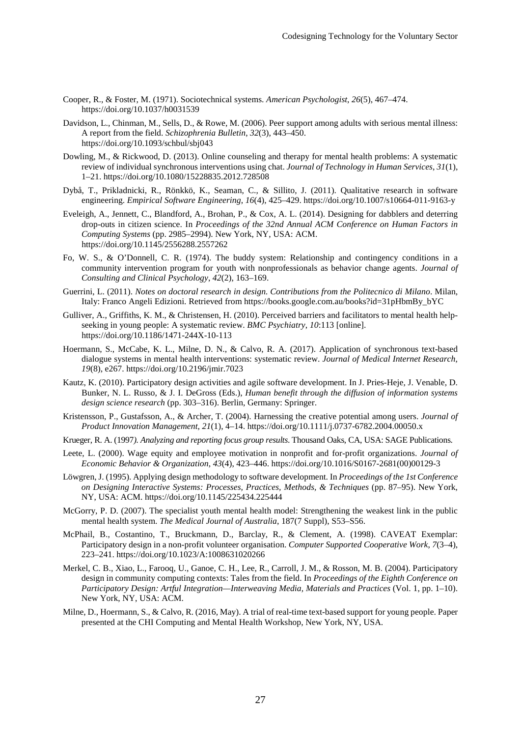Cooper, R., & Foster, M. (1971). Sociotechnical systems. *American Psychologist*, *26*(5), 467–474. https://doi.org/10.1037/h0031539

Davidson, L., Chinman, M., Sells, D., & Rowe, M. (2006). Peer support among adults with serious mental illness: A report from the field. *Schizophrenia Bulletin*, *32*(3), 443–450. https://doi.org/10.1093/schbul/sbj043

Dowling, M., & Rickwood, D. (2013). Online counseling and therapy for mental health problems: A systematic review of individual synchronous interventions using chat. *Journal of Technology in Human Services*, *31*(1), 1–21. https://doi.org/10.1080/15228835.2012.728508

Dybå, T., Prikladnicki, R., Rönkkö, K., Seaman, C., & Sillito, J. (2011). Qualitative research in software engineering. *Empirical Software Engineering*, *16*(4), 425–429. https://doi.org/10.1007/s10664-011-9163-y

Eveleigh, A., Jennett, C., Blandford, A., Brohan, P., & Cox, A. L. (2014). Designing for dabblers and deterring drop-outs in citizen science. In *Proceedings of the 32nd Annual ACM Conference on Human Factors in Computing Systems* (pp. 2985–2994). New York, NY, USA: ACM. https://doi.org/10.1145/2556288.2557262

Fo, W. S., & O'Donnell, C. R. (1974). The buddy system: Relationship and contingency conditions in a community intervention program for youth with nonprofessionals as behavior change agents. *Journal of Consulting and Clinical Psychology*, *42*(2), 163–169.

Guerrini, L. (2011). *Notes on doctoral research in design. Contributions from the Politecnico di Milano*. Milan, Italy: Franco Angeli Edizioni. Retrieved from https://books.google.com.au/books?id=31pHbmBy_bYC

Gulliver, A., Griffiths, K. M., & Christensen, H. (2010). Perceived barriers and facilitators to mental health help-seeking in young people: A systematic review. *BMC Psychiatry*, *10*:113 [online]. https://doi.org/10.1186/1471-244X-10-113

Hoermann, S., McCabe, K. L., Milne, D. N., & Calvo, R. A. (2017). Application of synchronous text-based dialogue systems in mental health interventions: systematic review. *Journal of Medical Internet Research*, *19*(8), e267. https://doi.org/10.2196/jmir.7023

Kautz, K. (2010). Participatory design activities and agile software development. In J. Pries-Heje, J. Venable, D. Bunker, N. L. Russo, & J. I. DeGross (Eds.), *Human benefit through the diffusion of information systems design science research* (pp. 303–316). Berlin, Germany: Springer.

Kristensson, P., Gustafsson, A., & Archer, T. (2004). Harnessing the creative potential among users. *Journal of Product Innovation Management*, *21*(1), 4–14. https://doi.org/10.1111/j.0737-6782.2004.00050.x

Krueger, R. A. (1997). *Analyzing and reporting focus group results*. Thousand Oaks, CA, USA: SAGE Publications.

Leete, L. (2000). Wage equity and employee motivation in nonprofit and for-profit organizations. *Journal of Economic Behavior & Organization*, *43*(4), 423–446. https://doi.org/10.1016/S0167-2681(00)00129-3

Löwgren, J. (1995). Applying design methodology to software development. In *Proceedings of the 1st Conference on Designing Interactive Systems: Processes, Practices, Methods, & Techniques* (pp. 87–95). New York, NY, USA: ACM. https://doi.org/10.1145/225434.225444

McGorry, P. D. (2007). The specialist youth mental health model: Strengthening the weakest link in the public mental health system. *The Medical Journal of Australia*, 187(7 Suppl), S53–S56.

McPhail, B., Costantino, T., Bruckmann, D., Barclay, R., & Clement, A. (1998). CAVEAT Exemplar: Participatory design in a non-profit volunteer organisation. *Computer Supported Cooperative Work*, *7*(3–4), 223–241. https://doi.org/10.1023/A:1008631020266

Merkel, C. B., Xiao, L., Farooq, U., Ganoe, C. H., Lee, R., Carroll, J. M., & Rosson, M. B. (2004). Participatory design in community computing contexts: Tales from the field. In *Proceedings of the Eighth Conference on Participatory Design: Artful Integration—Interweaving Media, Materials and Practices* (Vol. 1, pp. 1–10). New York, NY, USA: ACM.

Milne, D., Hoermann, S., & Calvo, R. (2016, May). A trial of real-time text-based support for young people. Paper presented at the CHI Computing and Mental Health Workshop, New York, NY, USA.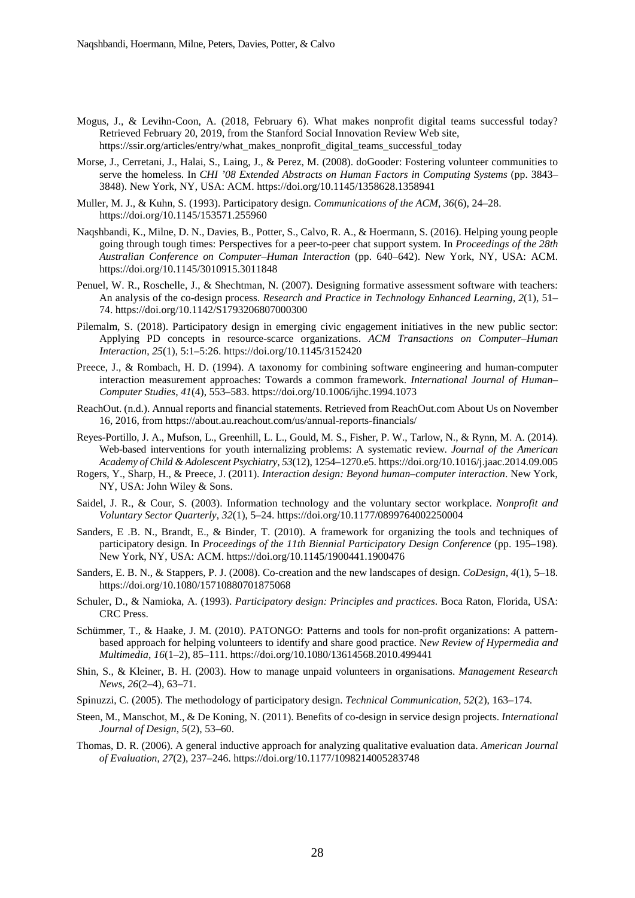Mogus, J., & Levihn-Coon, A. (2018, February 6). What makes nonprofit digital teams successful today? Retrieved February 20, 2019, from the Stanford Social Innovation Review Web site, https://ssir.org/articles/entry/what_makes_nonprofit_digital_teams_successful_today

Morse, J., Cerretani, J., Halai, S., Laing, J., & Perez, M. (2008). doGooder: Fostering volunteer communities to serve the homeless. In *CHI '08 Extended Abstracts on Human Factors in Computing Systems* (pp. 3843–3848). New York, NY, USA: ACM. https://doi.org/10.1145/1358628.1358941

Muller, M. J., & Kuhn, S. (1993). Participatory design. *Communications of the ACM*, *36*(6), 24–28. https://doi.org/10.1145/153571.255960

Naqshbandi, K., Milne, D. N., Davies, B., Potter, S., Calvo, R. A., & Hoermann, S. (2016). Helping young people going through tough times: Perspectives for a peer-to-peer chat support system. In *Proceedings of the 28th Australian Conference on Computer–Human Interaction* (pp. 640–642). New York, NY, USA: ACM. https://doi.org/10.1145/3010915.3011848

Penuel, W. R., Roschelle, J., & Shechtman, N. (2007). Designing formative assessment software with teachers: An analysis of the co-design process. *Research and Practice in Technology Enhanced Learning*, *2*(1), 51–74. https://doi.org/10.1142/S1793206807000300

Pilemalm, S. (2018). Participatory design in emerging civic engagement initiatives in the new public sector: Applying PD concepts in resource-scarce organizations. *ACM Transactions on Computer–Human Interaction*, *25*(1), 5:1–5:26. https://doi.org/10.1145/3152420

Preece, J., & Rombach, H. D. (1994). A taxonomy for combining software engineering and human-computer interaction measurement approaches: Towards a common framework. *International Journal of Human–Computer Studies*, *41*(4), 553–583. https://doi.org/10.1006/ijhc.1994.1073

ReachOut. (n.d.). Annual reports and financial statements. Retrieved from ReachOut.com About Us on November 16, 2016, from https://about.au.reachout.com/us/annual-reports-financials/

Reyes-Portillo, J. A., Mufson, L., Greenhill, L. L., Gould, M. S., Fisher, P. W., Tarlow, N., & Rynn, M. A. (2014). Web-based interventions for youth internalizing problems: A systematic review. *Journal of the American Academy of Child & Adolescent Psychiatry*, *53*(12), 1254–1270.e5. https://doi.org/10.1016/j.jaac.2014.09.005

Rogers, Y., Sharp, H., & Preece, J. (2011). *Interaction design: Beyond human–computer interaction*. New York, NY, USA: John Wiley & Sons.

Saidel, J. R., & Cour, S. (2003). Information technology and the voluntary sector workplace. *Nonprofit and Voluntary Sector Quarterly*, *32*(1), 5–24. https://doi.org/10.1177/0899764002250004

Sanders, E .B. N., Brandt, E., & Binder, T. (2010). A framework for organizing the tools and techniques of participatory design. In *Proceedings of the 11th Biennial Participatory Design Conference* (pp. 195–198). New York, NY, USA: ACM. https://doi.org/10.1145/1900441.1900476

Sanders, E. B. N., & Stappers, P. J. (2008). Co-creation and the new landscapes of design. *CoDesign*, *4*(1), 5–18. https://doi.org/10.1080/15710880701875068

Schuler, D., & Namioka, A. (1993). *Participatory design: Principles and practices*. Boca Raton, Florida, USA: CRC Press.

Schümmer, T., & Haake, J. M. (2010). PATONGO: Patterns and tools for non-profit organizations: A pattern-based approach for helping volunteers to identify and share good practice. *New Review of Hypermedia and Multimedia*, *16*(1–2), 85–111. https://doi.org/10.1080/13614568.2010.499441

Shin, S., & Kleiner, B. H. (2003). How to manage unpaid volunteers in organisations. *Management Research News*, *26*(2–4), 63–71.

Spinuzzi, C. (2005). The methodology of participatory design. *Technical Communication*, *52*(2), 163–174.

Steen, M., Manschot, M., & De Koning, N. (2011). Benefits of co-design in service design projects. *International Journal of Design*, *5*(2), 53–60.

Thomas, D. R. (2006). A general inductive approach for analyzing qualitative evaluation data. *American Journal of Evaluation*, *27*(2), 237–246. https://doi.org/10.1177/1098214005283748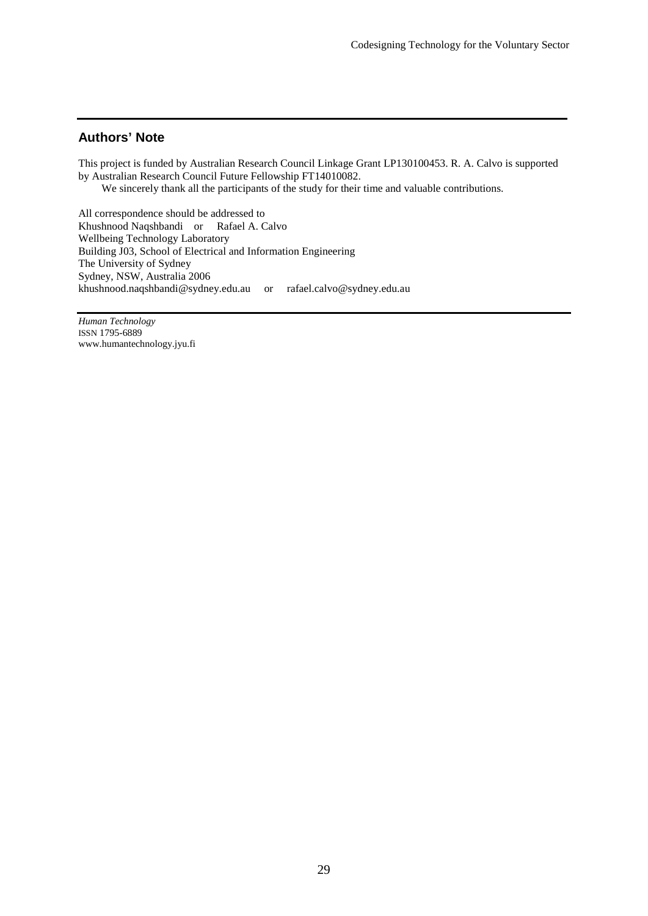## Authors' Note

This project is funded by Australian Research Council Linkage Grant LP130100453. R. A. Calvo is supported by Australian Research Council Future Fellowship FT14010082.

We sincerely thank all the participants of the study for their time and valuable contributions.

All correspondence should be addressed to
Khushnood Naqshbandi or Rafael A. Calvo
Wellbeing Technology Laboratory
Building J03, School of Electrical and Information Engineering
The University of Sydney
Sydney, NSW, Australia 2006
khushnood.naqshbandi@sydney.edu.au or rafael.calvo@sydney.edu.au

*Human Technology*
ISSN 1795-6889
www.humantechnology.jyu.fi